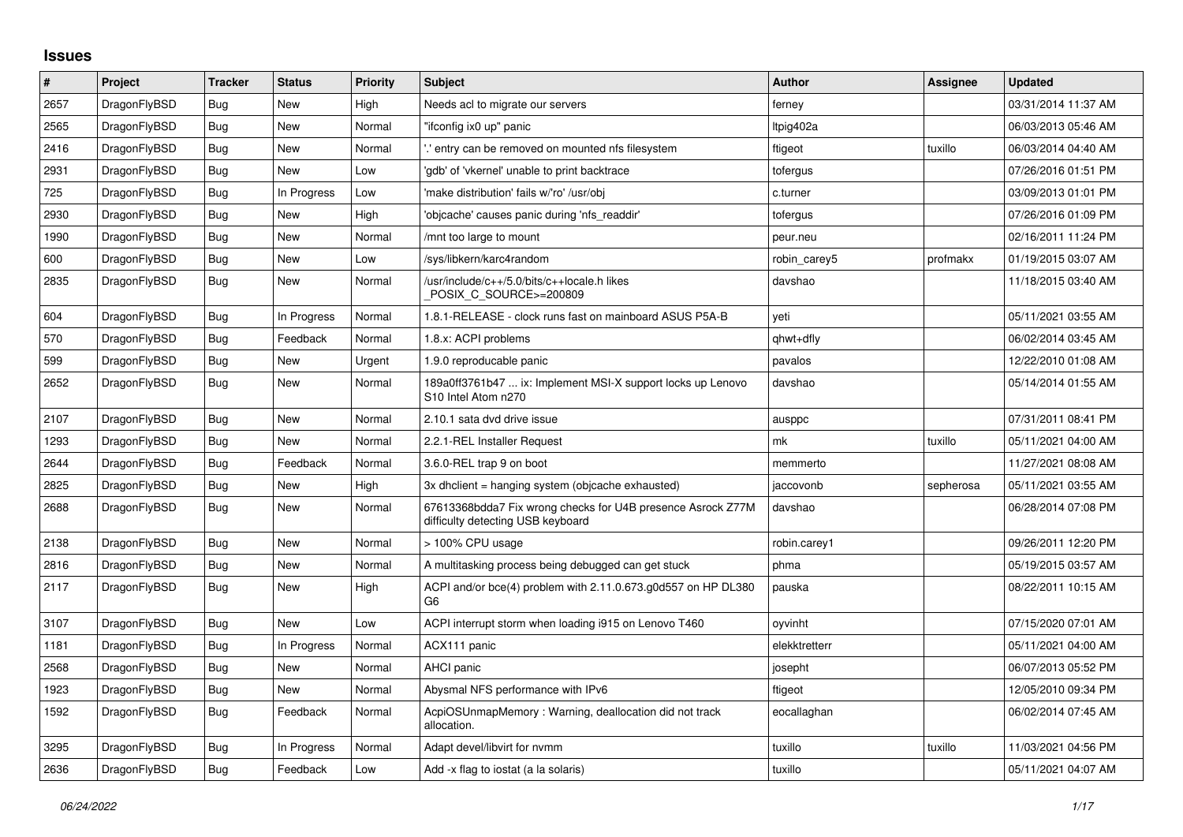# Issues

| # | Project | Tracker | Status | Priority | Subject | Author | Assignee | Updated |
|---|---|---|---|---|---|---|---|---|
| 2657 | DragonFlyBSD | Bug | New | High | Needs acl to migrate our servers | ferney | | 03/31/2014 11:37 AM |
| 2565 | DragonFlyBSD | Bug | New | Normal | "ifconfig ix0 up" panic | ltpig402a | | 06/03/2013 05:46 AM |
| 2416 | DragonFlyBSD | Bug | New | Normal | '.' entry can be removed on mounted nfs filesystem | ftigeot | tuxillo | 06/03/2014 04:40 AM |
| 2931 | DragonFlyBSD | Bug | New | Low | 'gdb' of 'vkernel' unable to print backtrace | tofergus | | 07/26/2016 01:51 PM |
| 725 | DragonFlyBSD | Bug | In Progress | Low | 'make distribution' fails w/'ro' /usr/obj | c.turner | | 03/09/2013 01:01 PM |
| 2930 | DragonFlyBSD | Bug | New | High | 'objcache' causes panic during 'nfs_readdir' | tofergus | | 07/26/2016 01:09 PM |
| 1990 | DragonFlyBSD | Bug | New | Normal | /mnt too large to mount | peur.neu | | 02/16/2011 11:24 PM |
| 600 | DragonFlyBSD | Bug | New | Low | /sys/libkern/karc4random | robin_carey5 | profmakx | 01/19/2015 03:07 AM |
| 2835 | DragonFlyBSD | Bug | New | Normal | /usr/include/c++/5.0/bits/c++locale.h likes _POSIX_C_SOURCE>=200809 | davshao | | 11/18/2015 03:40 AM |
| 604 | DragonFlyBSD | Bug | In Progress | Normal | 1.8.1-RELEASE - clock runs fast on mainboard ASUS P5A-B | yeti | | 05/11/2021 03:55 AM |
| 570 | DragonFlyBSD | Bug | Feedback | Normal | 1.8.x: ACPI problems | qhwt+dfly | | 06/02/2014 03:45 AM |
| 599 | DragonFlyBSD | Bug | New | Urgent | 1.9.0 reproducable panic | pavalos | | 12/22/2010 01:08 AM |
| 2652 | DragonFlyBSD | Bug | New | Normal | 189a0ff3761b47 ... ix: Implement MSI-X support locks up Lenovo S10 Intel Atom n270 | davshao | | 05/14/2014 01:55 AM |
| 2107 | DragonFlyBSD | Bug | New | Normal | 2.10.1 sata dvd drive issue | ausppc | | 07/31/2011 08:41 PM |
| 1293 | DragonFlyBSD | Bug | New | Normal | 2.2.1-REL Installer Request | mk | tuxillo | 05/11/2021 04:00 AM |
| 2644 | DragonFlyBSD | Bug | Feedback | Normal | 3.6.0-REL trap 9 on boot | memmerto | | 11/27/2021 08:08 AM |
| 2825 | DragonFlyBSD | Bug | New | High | 3x dhclient = hanging system (objcache exhausted) | jaccovonb | sepherosa | 05/11/2021 03:55 AM |
| 2688 | DragonFlyBSD | Bug | New | Normal | 67613368bdda7 Fix wrong checks for U4B presence Asrock Z77M difficulty detecting USB keyboard | davshao | | 06/28/2014 07:08 PM |
| 2138 | DragonFlyBSD | Bug | New | Normal | > 100% CPU usage | robin.carey1 | | 09/26/2011 12:20 PM |
| 2816 | DragonFlyBSD | Bug | New | Normal | A multitasking process being debugged can get stuck | phma | | 05/19/2015 03:57 AM |
| 2117 | DragonFlyBSD | Bug | New | High | ACPI and/or bce(4) problem with 2.11.0.673.g0d557 on HP DL380 G6 | pauska | | 08/22/2011 10:15 AM |
| 3107 | DragonFlyBSD | Bug | New | Low | ACPI interrupt storm when loading i915 on Lenovo T460 | oyvinht | | 07/15/2020 07:01 AM |
| 1181 | DragonFlyBSD | Bug | In Progress | Normal | ACX111 panic | elekktretterr | | 05/11/2021 04:00 AM |
| 2568 | DragonFlyBSD | Bug | New | Normal | AHCI panic | josepht | | 06/07/2013 05:52 PM |
| 1923 | DragonFlyBSD | Bug | New | Normal | Abysmal NFS performance with IPv6 | ftigeot | | 12/05/2010 09:34 PM |
| 1592 | DragonFlyBSD | Bug | Feedback | Normal | AcpiOSUnmapMemory : Warning, deallocation did not track allocation. | eocallaghan | | 06/02/2014 07:45 AM |
| 3295 | DragonFlyBSD | Bug | In Progress | Normal | Adapt devel/libvirt for nvmm | tuxillo | tuxillo | 11/03/2021 04:56 PM |
| 2636 | DragonFlyBSD | Bug | Feedback | Low | Add -x flag to iostat (a la solaris) | tuxillo | | 05/11/2021 04:07 AM |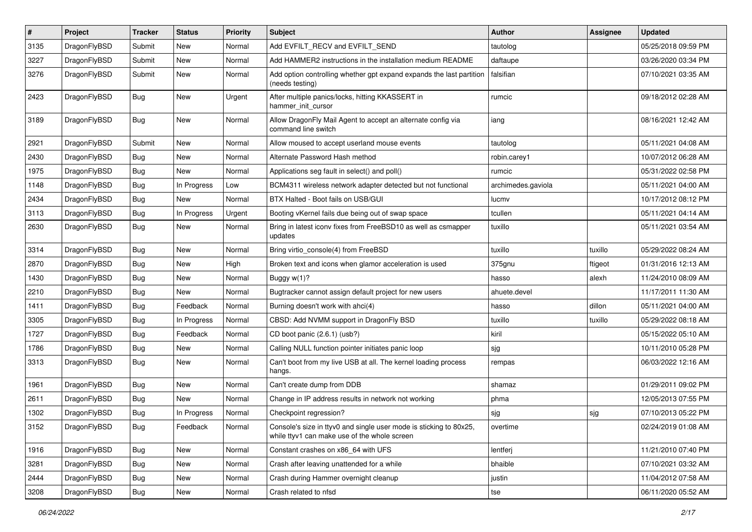| # | Project | Tracker | Status | Priority | Subject | Author | Assignee | Updated |
|---|---|---|---|---|---|---|---|---|
| 3135 | DragonFlyBSD | Submit | New | Normal | Add EVFILT_RECV and EVFILT_SEND | tautolog | | 05/25/2018 09:59 PM |
| 3227 | DragonFlyBSD | Submit | New | Normal | Add HAMMER2 instructions in the installation medium README | daftaupe | | 03/26/2020 03:34 PM |
| 3276 | DragonFlyBSD | Submit | New | Normal | Add option controlling whether gpt expand expands the last partition (needs testing) | falsifian | | 07/10/2021 03:35 AM |
| 2423 | DragonFlyBSD | Bug | New | Urgent | After multiple panics/locks, hitting KKASSERT in hammer_init_cursor | rumcic | | 09/18/2012 02:28 AM |
| 3189 | DragonFlyBSD | Bug | New | Normal | Allow DragonFly Mail Agent to accept an alternate config via command line switch | iang | | 08/16/2021 12:42 AM |
| 2921 | DragonFlyBSD | Submit | New | Normal | Allow moused to accept userland mouse events | tautolog | | 05/11/2021 04:08 AM |
| 2430 | DragonFlyBSD | Bug | New | Normal | Alternate Password Hash method | robin.carey1 | | 10/07/2012 06:28 AM |
| 1975 | DragonFlyBSD | Bug | New | Normal | Applications seg fault in select() and poll() | rumcic | | 05/31/2022 02:58 PM |
| 1148 | DragonFlyBSD | Bug | In Progress | Low | BCM4311 wireless network adapter detected but not functional | archimedes.gaviola | | 05/11/2021 04:00 AM |
| 2434 | DragonFlyBSD | Bug | New | Normal | BTX Halted - Boot fails on USB/GUI | lucmv | | 10/17/2012 08:12 PM |
| 3113 | DragonFlyBSD | Bug | In Progress | Urgent | Booting vKernel fails due being out of swap space | tcullen | | 05/11/2021 04:14 AM |
| 2630 | DragonFlyBSD | Bug | New | Normal | Bring in latest iconv fixes from FreeBSD10 as well as csmapper updates | tuxillo | | 05/11/2021 03:54 AM |
| 3314 | DragonFlyBSD | Bug | New | Normal | Bring virtio_console(4) from FreeBSD | tuxillo | tuxillo | 05/29/2022 08:24 AM |
| 2870 | DragonFlyBSD | Bug | New | High | Broken text and icons when glamor acceleration is used | 375gnu | ftigeot | 01/31/2016 12:13 AM |
| 1430 | DragonFlyBSD | Bug | New | Normal | Buggy w(1)? | hasso | alexh | 11/24/2010 08:09 AM |
| 2210 | DragonFlyBSD | Bug | New | Normal | Bugtracker cannot assign default project for new users | ahuete.devel | | 11/17/2011 11:30 AM |
| 1411 | DragonFlyBSD | Bug | Feedback | Normal | Burning doesn't work with ahci(4) | hasso | dillon | 05/11/2021 04:00 AM |
| 3305 | DragonFlyBSD | Bug | In Progress | Normal | CBSD: Add NVMM support in DragonFly BSD | tuxillo | tuxillo | 05/29/2022 08:18 AM |
| 1727 | DragonFlyBSD | Bug | Feedback | Normal | CD boot panic (2.6.1) (usb?) | kiril | | 05/15/2022 05:10 AM |
| 1786 | DragonFlyBSD | Bug | New | Normal | Calling NULL function pointer initiates panic loop | sjg | | 10/11/2010 05:28 PM |
| 3313 | DragonFlyBSD | Bug | New | Normal | Can't boot from my live USB at all. The kernel loading process hangs. | rempas | | 06/03/2022 12:16 AM |
| 1961 | DragonFlyBSD | Bug | New | Normal | Can't create dump from DDB | shamaz | | 01/29/2011 09:02 PM |
| 2611 | DragonFlyBSD | Bug | New | Normal | Change in IP address results in network not working | phma | | 12/05/2013 07:55 PM |
| 1302 | DragonFlyBSD | Bug | In Progress | Normal | Checkpoint regression? | sjg | sjg | 07/10/2013 05:22 PM |
| 3152 | DragonFlyBSD | Bug | Feedback | Normal | Console's size in ttyv0 and single user mode is sticking to 80x25, while ttyv1 can make use of the whole screen | overtime | | 02/24/2019 01:08 AM |
| 1916 | DragonFlyBSD | Bug | New | Normal | Constant crashes on x86_64 with UFS | lentferj | | 11/21/2010 07:40 PM |
| 3281 | DragonFlyBSD | Bug | New | Normal | Crash after leaving unattended for a while | bhaible | | 07/10/2021 03:32 AM |
| 2444 | DragonFlyBSD | Bug | New | Normal | Crash during Hammer overnight cleanup | justin | | 11/04/2012 07:58 AM |
| 3208 | DragonFlyBSD | Bug | New | Normal | Crash related to nfsd | tse | | 06/11/2020 05:52 AM |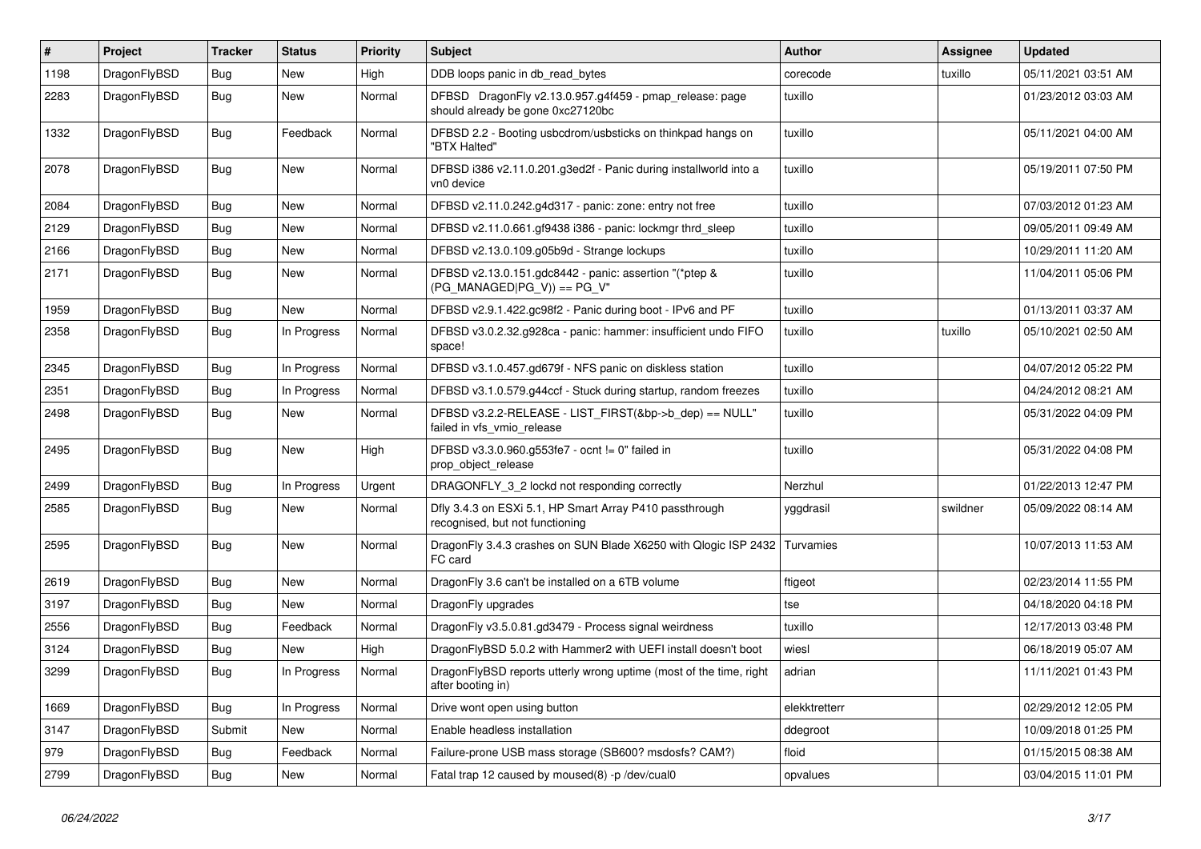| # | Project | Tracker | Status | Priority | Subject | Author | Assignee | Updated |
|---|---|---|---|---|---|---|---|---|
| 1198 | DragonFlyBSD | Bug | New | High | DDB loops panic in db_read_bytes | corecode | tuxillo | 05/11/2021 03:51 AM |
| 2283 | DragonFlyBSD | Bug | New | Normal | DFBSD DragonFly v2.13.0.957.g4f459 - pmap_release: page should already be gone 0xc27120bc | tuxillo | | 01/23/2012 03:03 AM |
| 1332 | DragonFlyBSD | Bug | Feedback | Normal | DFBSD 2.2 - Booting usbcdrom/usbsticks on thinkpad hangs on "BTX Halted" | tuxillo | | 05/11/2021 04:00 AM |
| 2078 | DragonFlyBSD | Bug | New | Normal | DFBSD i386 v2.11.0.201.g3ed2f - Panic during installworld into a vn0 device | tuxillo | | 05/19/2011 07:50 PM |
| 2084 | DragonFlyBSD | Bug | New | Normal | DFBSD v2.11.0.242.g4d317 - panic: zone: entry not free | tuxillo | | 07/03/2012 01:23 AM |
| 2129 | DragonFlyBSD | Bug | New | Normal | DFBSD v2.11.0.661.gf9438 i386 - panic: lockmgr thrd_sleep | tuxillo | | 09/05/2011 09:49 AM |
| 2166 | DragonFlyBSD | Bug | New | Normal | DFBSD v2.13.0.109.g05b9d - Strange lockups | tuxillo | | 10/29/2011 11:20 AM |
| 2171 | DragonFlyBSD | Bug | New | Normal | DFBSD v2.13.0.151.gdc8442 - panic: assertion "(*ptep & (PG_MANAGED\|PG_V)) == PG_V" | tuxillo | | 11/04/2011 05:06 PM |
| 1959 | DragonFlyBSD | Bug | New | Normal | DFBSD v2.9.1.422.gc98f2 - Panic during boot - IPv6 and PF | tuxillo | | 01/13/2011 03:37 AM |
| 2358 | DragonFlyBSD | Bug | In Progress | Normal | DFBSD v3.0.2.32.g928ca - panic: hammer: insufficient undo FIFO space! | tuxillo | tuxillo | 05/10/2021 02:50 AM |
| 2345 | DragonFlyBSD | Bug | In Progress | Normal | DFBSD v3.1.0.457.gd679f - NFS panic on diskless station | tuxillo | | 04/07/2012 05:22 PM |
| 2351 | DragonFlyBSD | Bug | In Progress | Normal | DFBSD v3.1.0.579.g44ccf - Stuck during startup, random freezes | tuxillo | | 04/24/2012 08:21 AM |
| 2498 | DragonFlyBSD | Bug | New | Normal | DFBSD v3.2.2-RELEASE - LIST_FIRST(&bp->b_dep) == NULL" failed in vfs_vmio_release | tuxillo | | 05/31/2022 04:09 PM |
| 2495 | DragonFlyBSD | Bug | New | High | DFBSD v3.3.0.960.g553fe7 - ocnt != 0" failed in prop_object_release | tuxillo | | 05/31/2022 04:08 PM |
| 2499 | DragonFlyBSD | Bug | In Progress | Urgent | DRAGONFLY_3_2 lockd not responding correctly | Nerzhul | | 01/22/2013 12:47 PM |
| 2585 | DragonFlyBSD | Bug | New | Normal | Dfly 3.4.3 on ESXi 5.1, HP Smart Array P410 passthrough recognised, but not functioning | yggdrasil | swildner | 05/09/2022 08:14 AM |
| 2595 | DragonFlyBSD | Bug | New | Normal | DragonFly 3.4.3 crashes on SUN Blade X6250 with Qlogic ISP 2432 FC card | Turvamies | | 10/07/2013 11:53 AM |
| 2619 | DragonFlyBSD | Bug | New | Normal | DragonFly 3.6 can't be installed on a 6TB volume | ftigeot | | 02/23/2014 11:55 PM |
| 3197 | DragonFlyBSD | Bug | New | Normal | DragonFly upgrades | tse | | 04/18/2020 04:18 PM |
| 2556 | DragonFlyBSD | Bug | Feedback | Normal | DragonFly v3.5.0.81.gd3479 - Process signal weirdness | tuxillo | | 12/17/2013 03:48 PM |
| 3124 | DragonFlyBSD | Bug | New | High | DragonFlyBSD 5.0.2 with Hammer2 with UEFI install doesn't boot | wiesl | | 06/18/2019 05:07 AM |
| 3299 | DragonFlyBSD | Bug | In Progress | Normal | DragonFlyBSD reports utterly wrong uptime (most of the time, right after booting in) | adrian | | 11/11/2021 01:43 PM |
| 1669 | DragonFlyBSD | Bug | In Progress | Normal | Drive wont open using button | elekktretterr | | 02/29/2012 12:05 PM |
| 3147 | DragonFlyBSD | Submit | New | Normal | Enable headless installation | ddegroot | | 10/09/2018 01:25 PM |
| 979 | DragonFlyBSD | Bug | Feedback | Normal | Failure-prone USB mass storage (SB600? msdosfs? CAM?) | floid | | 01/15/2015 08:38 AM |
| 2799 | DragonFlyBSD | Bug | New | Normal | Fatal trap 12 caused by moused(8) -p /dev/cual0 | opvalues | | 03/04/2015 11:01 PM |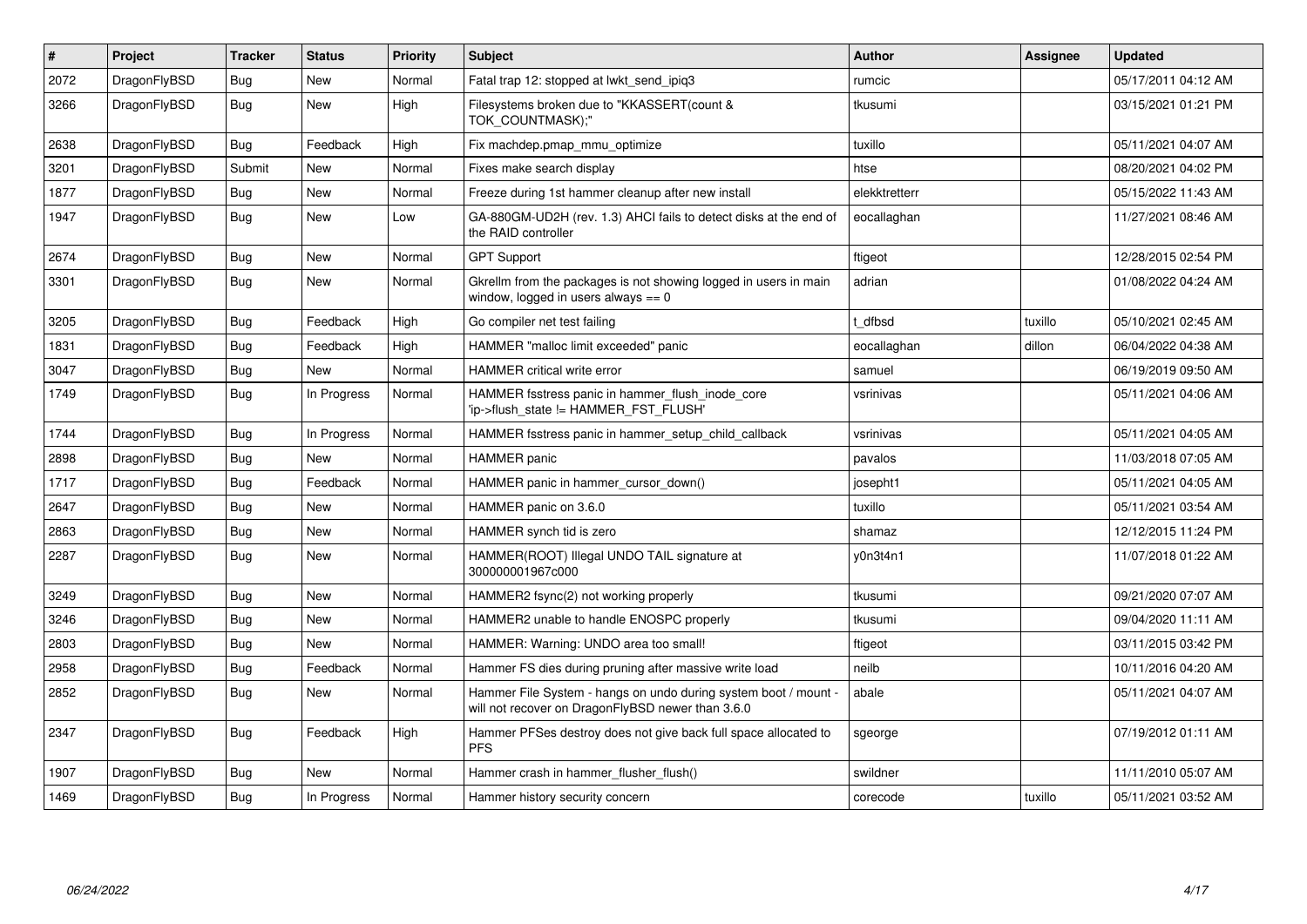| # | Project | Tracker | Status | Priority | Subject | Author | Assignee | Updated |
|---|---|---|---|---|---|---|---|---|
| 2072 | DragonFlyBSD | Bug | New | Normal | Fatal trap 12: stopped at lwkt_send_ipiq3 | rumcic | | 05/17/2011 04:12 AM |
| 3266 | DragonFlyBSD | Bug | New | High | Filesystems broken due to "KKASSERT(count & TOK_COUNTMASK);" | tkusumi | | 03/15/2021 01:21 PM |
| 2638 | DragonFlyBSD | Bug | Feedback | High | Fix machdep.pmap_mmu_optimize | tuxillo | | 05/11/2021 04:07 AM |
| 3201 | DragonFlyBSD | Submit | New | Normal | Fixes make search display | htse | | 08/20/2021 04:02 PM |
| 1877 | DragonFlyBSD | Bug | New | Normal | Freeze during 1st hammer cleanup after new install | elekktretterr | | 05/15/2022 11:43 AM |
| 1947 | DragonFlyBSD | Bug | New | Low | GA-880GM-UD2H (rev. 1.3) AHCI fails to detect disks at the end of the RAID controller | eocallaghan | | 11/27/2021 08:46 AM |
| 2674 | DragonFlyBSD | Bug | New | Normal | GPT Support | ftigeot | | 12/28/2015 02:54 PM |
| 3301 | DragonFlyBSD | Bug | New | Normal | Gkrellm from the packages is not showing logged in users in main window, logged in users always == 0 | adrian | | 01/08/2022 04:24 AM |
| 3205 | DragonFlyBSD | Bug | Feedback | High | Go compiler net test failing | t_dfbsd | tuxillo | 05/10/2021 02:45 AM |
| 1831 | DragonFlyBSD | Bug | Feedback | High | HAMMER "malloc limit exceeded" panic | eocallaghan | dillon | 06/04/2022 04:38 AM |
| 3047 | DragonFlyBSD | Bug | New | Normal | HAMMER critical write error | samuel | | 06/19/2019 09:50 AM |
| 1749 | DragonFlyBSD | Bug | In Progress | Normal | HAMMER fsstress panic in hammer_flush_inode_core 'ip->flush_state != HAMMER_FST_FLUSH' | vsrinivas | | 05/11/2021 04:06 AM |
| 1744 | DragonFlyBSD | Bug | In Progress | Normal | HAMMER fsstress panic in hammer_setup_child_callback | vsrinivas | | 05/11/2021 04:05 AM |
| 2898 | DragonFlyBSD | Bug | New | Normal | HAMMER panic | pavalos | | 11/03/2018 07:05 AM |
| 1717 | DragonFlyBSD | Bug | Feedback | Normal | HAMMER panic in hammer_cursor_down() | josepht1 | | 05/11/2021 04:05 AM |
| 2647 | DragonFlyBSD | Bug | New | Normal | HAMMER panic on 3.6.0 | tuxillo | | 05/11/2021 03:54 AM |
| 2863 | DragonFlyBSD | Bug | New | Normal | HAMMER synch tid is zero | shamaz | | 12/12/2015 11:24 PM |
| 2287 | DragonFlyBSD | Bug | New | Normal | HAMMER(ROOT) Illegal UNDO TAIL signature at 300000001967c000 | y0n3t4n1 | | 11/07/2018 01:22 AM |
| 3249 | DragonFlyBSD | Bug | New | Normal | HAMMER2 fsync(2) not working properly | tkusumi | | 09/21/2020 07:07 AM |
| 3246 | DragonFlyBSD | Bug | New | Normal | HAMMER2 unable to handle ENOSPC properly | tkusumi | | 09/04/2020 11:11 AM |
| 2803 | DragonFlyBSD | Bug | New | Normal | HAMMER: Warning: UNDO area too small! | ftigeot | | 03/11/2015 03:42 PM |
| 2958 | DragonFlyBSD | Bug | Feedback | Normal | Hammer FS dies during pruning after massive write load | neilb | | 10/11/2016 04:20 AM |
| 2852 | DragonFlyBSD | Bug | New | Normal | Hammer File System - hangs on undo during system boot / mount - will not recover on DragonFlyBSD newer than 3.6.0 | abale | | 05/11/2021 04:07 AM |
| 2347 | DragonFlyBSD | Bug | Feedback | High | Hammer PFSes destroy does not give back full space allocated to PFS | sgeorge | | 07/19/2012 01:11 AM |
| 1907 | DragonFlyBSD | Bug | New | Normal | Hammer crash in hammer_flusher_flush() | swildner | | 11/11/2010 05:07 AM |
| 1469 | DragonFlyBSD | Bug | In Progress | Normal | Hammer history security concern | corecode | tuxillo | 05/11/2021 03:52 AM |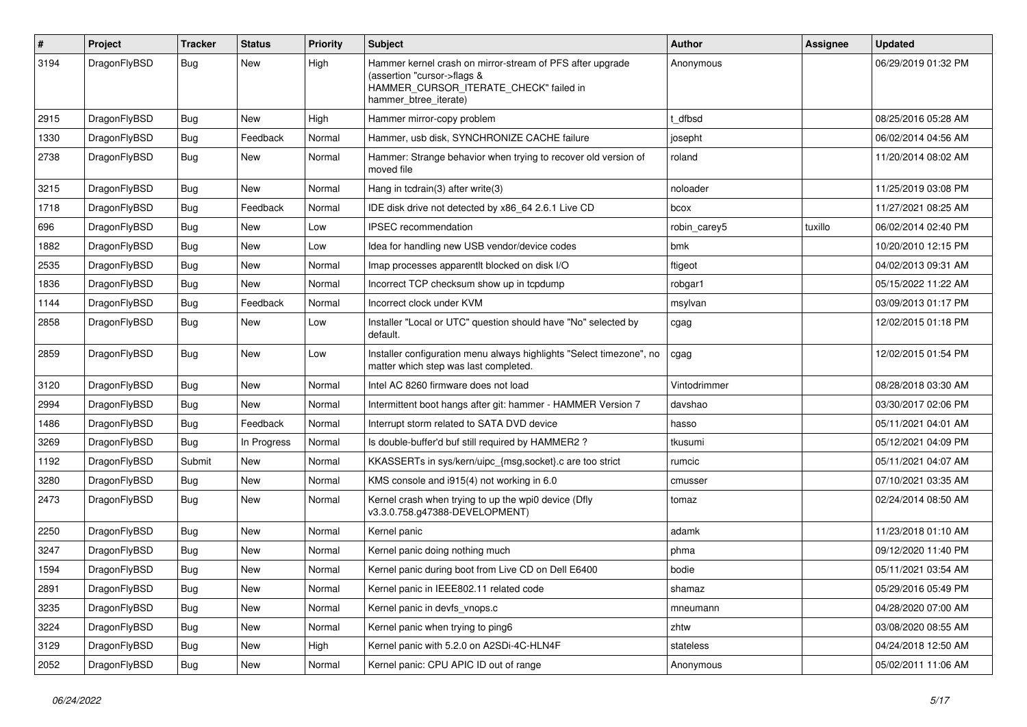| # | Project | Tracker | Status | Priority | Subject | Author | Assignee | Updated |
|---|---|---|---|---|---|---|---|---|
| 3194 | DragonFlyBSD | Bug | New | High | Hammer kernel crash on mirror-stream of PFS after upgrade (assertion "cursor->flags & HAMMER_CURSOR_ITERATE_CHECK" failed in hammer_btree_iterate) | Anonymous | | 06/29/2019 01:32 PM |
| 2915 | DragonFlyBSD | Bug | New | High | Hammer mirror-copy problem | t_dfbsd | | 08/25/2016 05:28 AM |
| 1330 | DragonFlyBSD | Bug | Feedback | Normal | Hammer, usb disk, SYNCHRONIZE CACHE failure | josepht | | 06/02/2014 04:56 AM |
| 2738 | DragonFlyBSD | Bug | New | Normal | Hammer: Strange behavior when trying to recover old version of moved file | roland | | 11/20/2014 08:02 AM |
| 3215 | DragonFlyBSD | Bug | New | Normal | Hang in tcdrain(3) after write(3) | noloader | | 11/25/2019 03:08 PM |
| 1718 | DragonFlyBSD | Bug | Feedback | Normal | IDE disk drive not detected by x86_64 2.6.1 Live CD | bcox | | 11/27/2021 08:25 AM |
| 696 | DragonFlyBSD | Bug | New | Low | IPSEC recommendation | robin_carey5 | tuxillo | 06/02/2014 02:40 PM |
| 1882 | DragonFlyBSD | Bug | New | Low | Idea for handling new USB vendor/device codes | bmk | | 10/20/2010 12:15 PM |
| 2535 | DragonFlyBSD | Bug | New | Normal | Imap processes apparentlt blocked on disk I/O | ftigeot | | 04/02/2013 09:31 AM |
| 1836 | DragonFlyBSD | Bug | New | Normal | Incorrect TCP checksum show up in tcpdump | robgar1 | | 05/15/2022 11:22 AM |
| 1144 | DragonFlyBSD | Bug | Feedback | Normal | Incorrect clock under KVM | msylvan | | 03/09/2013 01:17 PM |
| 2858 | DragonFlyBSD | Bug | New | Low | Installer "Local or UTC" question should have "No" selected by default. | cgag | | 12/02/2015 01:18 PM |
| 2859 | DragonFlyBSD | Bug | New | Low | Installer configuration menu always highlights "Select timezone", no matter which step was last completed. | cgag | | 12/02/2015 01:54 PM |
| 3120 | DragonFlyBSD | Bug | New | Normal | Intel AC 8260 firmware does not load | Vintodrimmer | | 08/28/2018 03:30 AM |
| 2994 | DragonFlyBSD | Bug | New | Normal | Intermittent boot hangs after git: hammer - HAMMER Version 7 | davshao | | 03/30/2017 02:06 PM |
| 1486 | DragonFlyBSD | Bug | Feedback | Normal | Interrupt storm related to SATA DVD device | hasso | | 05/11/2021 04:01 AM |
| 3269 | DragonFlyBSD | Bug | In Progress | Normal | Is double-buffer'd buf still required by HAMMER2 ? | tkusumi | | 05/12/2021 04:09 PM |
| 1192 | DragonFlyBSD | Submit | New | Normal | KKASSERTs in sys/kern/uipc_{msg,socket}.c are too strict | rumcic | | 05/11/2021 04:07 AM |
| 3280 | DragonFlyBSD | Bug | New | Normal | KMS console and i915(4) not working in 6.0 | cmusser | | 07/10/2021 03:35 AM |
| 2473 | DragonFlyBSD | Bug | New | Normal | Kernel crash when trying to up the wpi0 device (Dfly v3.3.0.758.g47388-DEVELOPMENT) | tomaz | | 02/24/2014 08:50 AM |
| 2250 | DragonFlyBSD | Bug | New | Normal | Kernel panic | adamk | | 11/23/2018 01:10 AM |
| 3247 | DragonFlyBSD | Bug | New | Normal | Kernel panic doing nothing much | phma | | 09/12/2020 11:40 PM |
| 1594 | DragonFlyBSD | Bug | New | Normal | Kernel panic during boot from Live CD on Dell E6400 | bodie | | 05/11/2021 03:54 AM |
| 2891 | DragonFlyBSD | Bug | New | Normal | Kernel panic in IEEE802.11 related code | shamaz | | 05/29/2016 05:49 PM |
| 3235 | DragonFlyBSD | Bug | New | Normal | Kernel panic in devfs_vnops.c | mneumann | | 04/28/2020 07:00 AM |
| 3224 | DragonFlyBSD | Bug | New | Normal | Kernel panic when trying to ping6 | zhtw | | 03/08/2020 08:55 AM |
| 3129 | DragonFlyBSD | Bug | New | High | Kernel panic with 5.2.0 on A2SDi-4C-HLN4F | stateless | | 04/24/2018 12:50 AM |
| 2052 | DragonFlyBSD | Bug | New | Normal | Kernel panic: CPU APIC ID out of range | Anonymous | | 05/02/2011 11:06 AM |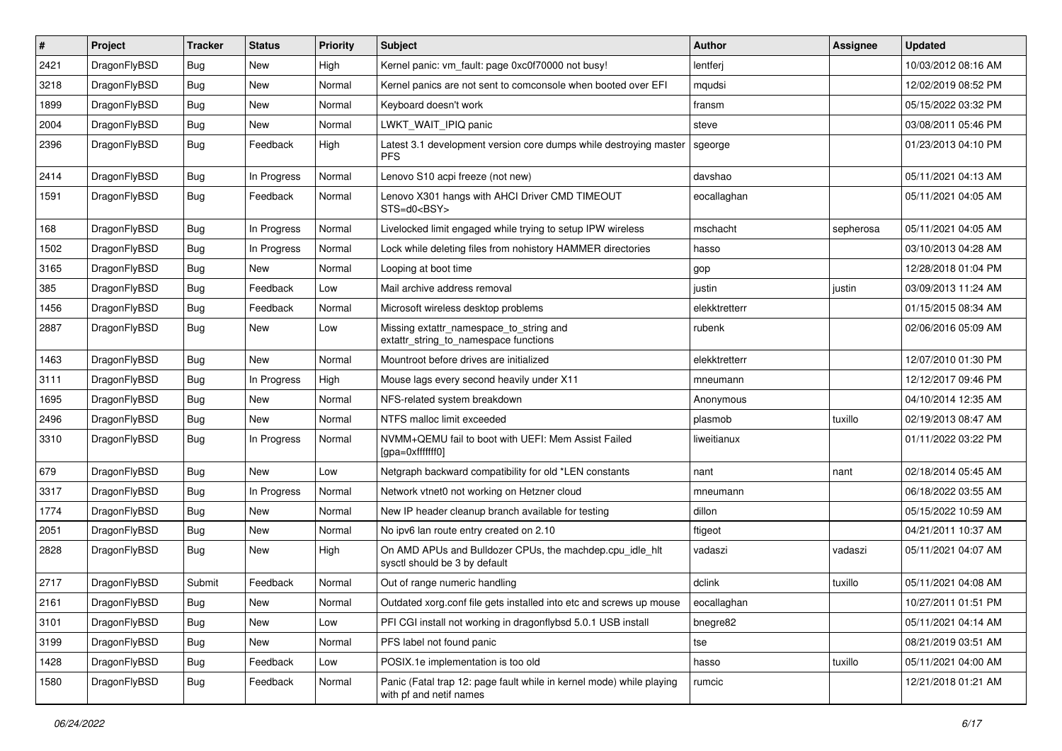| # | Project | Tracker | Status | Priority | Subject | Author | Assignee | Updated |
|---|---|---|---|---|---|---|---|---|
| 2421 | DragonFlyBSD | Bug | New | High | Kernel panic: vm_fault: page 0xc0f70000 not busy! | lentferj | | 10/03/2012 08:16 AM |
| 3218 | DragonFlyBSD | Bug | New | Normal | Kernel panics are not sent to comconsole when booted over EFI | mqudsi | | 12/02/2019 08:52 PM |
| 1899 | DragonFlyBSD | Bug | New | Normal | Keyboard doesn't work | fransm | | 05/15/2022 03:32 PM |
| 2004 | DragonFlyBSD | Bug | New | Normal | LWKT_WAIT_IPIQ panic | steve | | 03/08/2011 05:46 PM |
| 2396 | DragonFlyBSD | Bug | Feedback | High | Latest 3.1 development version core dumps while destroying master PFS | sgeorge | | 01/23/2013 04:10 PM |
| 2414 | DragonFlyBSD | Bug | In Progress | Normal | Lenovo S10 acpi freeze (not new) | davshao | | 05/11/2021 04:13 AM |
| 1591 | DragonFlyBSD | Bug | Feedback | Normal | Lenovo X301 hangs with AHCI Driver CMD TIMEOUT STS=d0<BSY> | eocallaghan | | 05/11/2021 04:05 AM |
| 168 | DragonFlyBSD | Bug | In Progress | Normal | Livelocked limit engaged while trying to setup IPW wireless | mschacht | sepherosa | 05/11/2021 04:05 AM |
| 1502 | DragonFlyBSD | Bug | In Progress | Normal | Lock while deleting files from nohistory HAMMER directories | hasso | | 03/10/2013 04:28 AM |
| 3165 | DragonFlyBSD | Bug | New | Normal | Looping at boot time | gop | | 12/28/2018 01:04 PM |
| 385 | DragonFlyBSD | Bug | Feedback | Low | Mail archive address removal | justin | justin | 03/09/2013 11:24 AM |
| 1456 | DragonFlyBSD | Bug | Feedback | Normal | Microsoft wireless desktop problems | elekktretterr | | 01/15/2015 08:34 AM |
| 2887 | DragonFlyBSD | Bug | New | Low | Missing extattr_namespace_to_string and extattr_string_to_namespace functions | rubenk | | 02/06/2016 05:09 AM |
| 1463 | DragonFlyBSD | Bug | New | Normal | Mountroot before drives are initialized | elekktretterr | | 12/07/2010 01:30 PM |
| 3111 | DragonFlyBSD | Bug | In Progress | High | Mouse lags every second heavily under X11 | mneumann | | 12/12/2017 09:46 PM |
| 1695 | DragonFlyBSD | Bug | New | Normal | NFS-related system breakdown | Anonymous | | 04/10/2014 12:35 AM |
| 2496 | DragonFlyBSD | Bug | New | Normal | NTFS malloc limit exceeded | plasmob | tuxillo | 02/19/2013 08:47 AM |
| 3310 | DragonFlyBSD | Bug | In Progress | Normal | NVMM+QEMU fail to boot with UEFI: Mem Assist Failed [gpa=0xfffffff0] | liweitianux | | 01/11/2022 03:22 PM |
| 679 | DragonFlyBSD | Bug | New | Low | Netgraph backward compatibility for old *LEN constants | nant | nant | 02/18/2014 05:45 AM |
| 3317 | DragonFlyBSD | Bug | In Progress | Normal | Network vtnet0 not working on Hetzner cloud | mneumann | | 06/18/2022 03:55 AM |
| 1774 | DragonFlyBSD | Bug | New | Normal | New IP header cleanup branch available for testing | dillon | | 05/15/2022 10:59 AM |
| 2051 | DragonFlyBSD | Bug | New | Normal | No ipv6 lan route entry created on 2.10 | ftigeot | | 04/21/2011 10:37 AM |
| 2828 | DragonFlyBSD | Bug | New | High | On AMD APUs and Bulldozer CPUs, the machdep.cpu_idle_hlt sysctl should be 3 by default | vadaszi | vadaszi | 05/11/2021 04:07 AM |
| 2717 | DragonFlyBSD | Submit | Feedback | Normal | Out of range numeric handling | dclink | tuxillo | 05/11/2021 04:08 AM |
| 2161 | DragonFlyBSD | Bug | New | Normal | Outdated xorg.conf file gets installed into etc and screws up mouse | eocallaghan | | 10/27/2011 01:51 PM |
| 3101 | DragonFlyBSD | Bug | New | Low | PFI CGI install not working in dragonflybsd 5.0.1 USB install | bnegre82 | | 05/11/2021 04:14 AM |
| 3199 | DragonFlyBSD | Bug | New | Normal | PFS label not found panic | tse | | 08/21/2019 03:51 AM |
| 1428 | DragonFlyBSD | Bug | Feedback | Low | POSIX.1e implementation is too old | hasso | tuxillo | 05/11/2021 04:00 AM |
| 1580 | DragonFlyBSD | Bug | Feedback | Normal | Panic (Fatal trap 12: page fault while in kernel mode) while playing with pf and netif names | rumcic | | 12/21/2018 01:21 AM |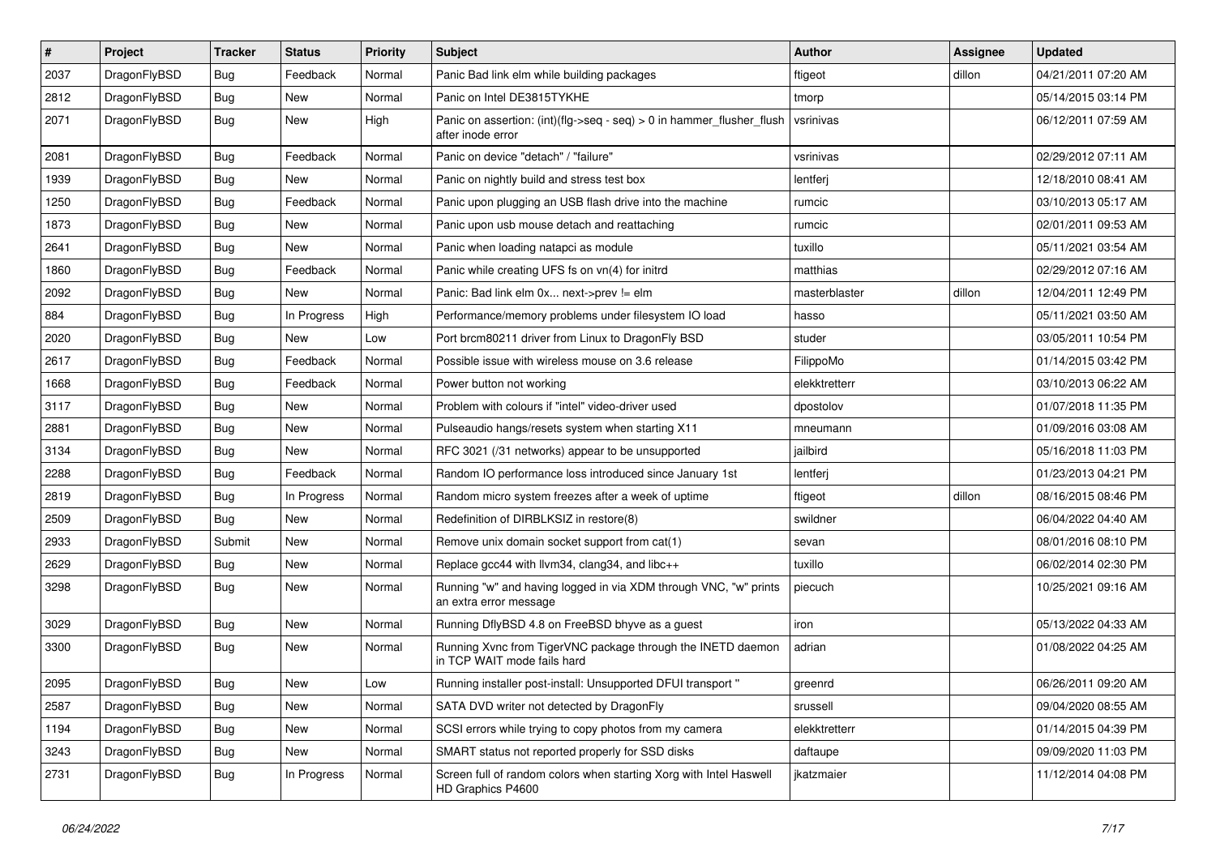| # | Project | Tracker | Status | Priority | Subject | Author | Assignee | Updated |
|---|---|---|---|---|---|---|---|---|
| 2037 | DragonFlyBSD | Bug | Feedback | Normal | Panic Bad link elm while building packages | ftigeot | dillon | 04/21/2011 07:20 AM |
| 2812 | DragonFlyBSD | Bug | New | Normal | Panic on Intel DE3815TYKHE | tmorp | | 05/14/2015 03:14 PM |
| 2071 | DragonFlyBSD | Bug | New | High | Panic on assertion: (int)(flg->seq - seq) > 0 in hammer_flusher_flush after inode error | vsrinivas | | 06/12/2011 07:59 AM |
| 2081 | DragonFlyBSD | Bug | Feedback | Normal | Panic on device "detach" / "failure" | vsrinivas | | 02/29/2012 07:11 AM |
| 1939 | DragonFlyBSD | Bug | New | Normal | Panic on nightly build and stress test box | lentferj | | 12/18/2010 08:41 AM |
| 1250 | DragonFlyBSD | Bug | Feedback | Normal | Panic upon plugging an USB flash drive into the machine | rumcic | | 03/10/2013 05:17 AM |
| 1873 | DragonFlyBSD | Bug | New | Normal | Panic upon usb mouse detach and reattaching | rumcic | | 02/01/2011 09:53 AM |
| 2641 | DragonFlyBSD | Bug | New | Normal | Panic when loading natapci as module | tuxillo | | 05/11/2021 03:54 AM |
| 1860 | DragonFlyBSD | Bug | Feedback | Normal | Panic while creating UFS fs on vn(4) for initrd | matthias | | 02/29/2012 07:16 AM |
| 2092 | DragonFlyBSD | Bug | New | Normal | Panic: Bad link elm 0x... next->prev != elm | masterblaster | dillon | 12/04/2011 12:49 PM |
| 884 | DragonFlyBSD | Bug | In Progress | High | Performance/memory problems under filesystem IO load | hasso | | 05/11/2021 03:50 AM |
| 2020 | DragonFlyBSD | Bug | New | Low | Port brcm80211 driver from Linux to DragonFly BSD | studer | | 03/05/2011 10:54 PM |
| 2617 | DragonFlyBSD | Bug | Feedback | Normal | Possible issue with wireless mouse on 3.6 release | FilippoMo | | 01/14/2015 03:42 PM |
| 1668 | DragonFlyBSD | Bug | Feedback | Normal | Power button not working | elekktretterr | | 03/10/2013 06:22 AM |
| 3117 | DragonFlyBSD | Bug | New | Normal | Problem with colours if "intel" video-driver used | dpostolov | | 01/07/2018 11:35 PM |
| 2881 | DragonFlyBSD | Bug | New | Normal | Pulseaudio hangs/resets system when starting X11 | mneumann | | 01/09/2016 03:08 AM |
| 3134 | DragonFlyBSD | Bug | New | Normal | RFC 3021 (/31 networks) appear to be unsupported | jailbird | | 05/16/2018 11:03 PM |
| 2288 | DragonFlyBSD | Bug | Feedback | Normal | Random IO performance loss introduced since January 1st | lentferj | | 01/23/2013 04:21 PM |
| 2819 | DragonFlyBSD | Bug | In Progress | Normal | Random micro system freezes after a week of uptime | ftigeot | dillon | 08/16/2015 08:46 PM |
| 2509 | DragonFlyBSD | Bug | New | Normal | Redefinition of DIRBLKSIZ in restore(8) | swildner | | 06/04/2022 04:40 AM |
| 2933 | DragonFlyBSD | Submit | New | Normal | Remove unix domain socket support from cat(1) | sevan | | 08/01/2016 08:10 PM |
| 2629 | DragonFlyBSD | Bug | New | Normal | Replace gcc44 with llvm34, clang34, and libc++ | tuxillo | | 06/02/2014 02:30 PM |
| 3298 | DragonFlyBSD | Bug | New | Normal | Running "w" and having logged in via XDM through VNC, "w" prints an extra error message | piecuch | | 10/25/2021 09:16 AM |
| 3029 | DragonFlyBSD | Bug | New | Normal | Running DflyBSD 4.8 on FreeBSD bhyve as a guest | iron | | 05/13/2022 04:33 AM |
| 3300 | DragonFlyBSD | Bug | New | Normal | Running Xvnc from TigerVNC package through the INETD daemon in TCP WAIT mode fails hard | adrian | | 01/08/2022 04:25 AM |
| 2095 | DragonFlyBSD | Bug | New | Low | Running installer post-install: Unsupported DFUI transport " | greenrd | | 06/26/2011 09:20 AM |
| 2587 | DragonFlyBSD | Bug | New | Normal | SATA DVD writer not detected by DragonFly | srussell | | 09/04/2020 08:55 AM |
| 1194 | DragonFlyBSD | Bug | New | Normal | SCSI errors while trying to copy photos from my camera | elekktretterr | | 01/14/2015 04:39 PM |
| 3243 | DragonFlyBSD | Bug | New | Normal | SMART status not reported properly for SSD disks | daftaupe | | 09/09/2020 11:03 PM |
| 2731 | DragonFlyBSD | Bug | In Progress | Normal | Screen full of random colors when starting Xorg with Intel Haswell HD Graphics P4600 | jkatzmaier | | 11/12/2014 04:08 PM |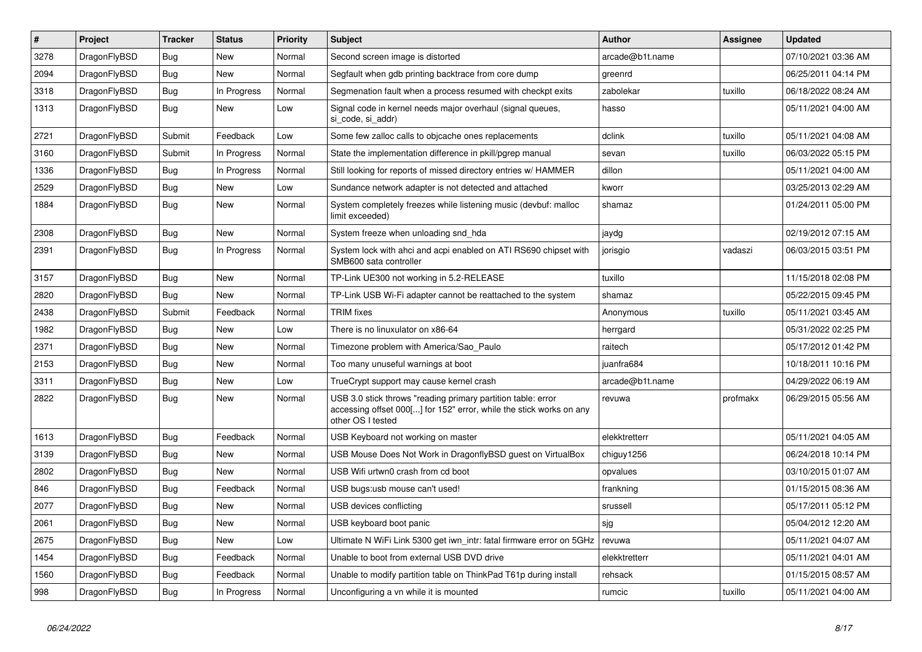| # | Project | Tracker | Status | Priority | Subject | Author | Assignee | Updated |
|---|---|---|---|---|---|---|---|---|
| 3278 | DragonFlyBSD | Bug | New | Normal | Second screen image is distorted | arcade@b1t.name | | 07/10/2021 03:36 AM |
| 2094 | DragonFlyBSD | Bug | New | Normal | Segfault when gdb printing backtrace from core dump | greenrd | | 06/25/2011 04:14 PM |
| 3318 | DragonFlyBSD | Bug | In Progress | Normal | Segmenation fault when a process resumed with checkpt exits | zabolekar | tuxillo | 06/18/2022 08:24 AM |
| 1313 | DragonFlyBSD | Bug | New | Low | Signal code in kernel needs major overhaul (signal queues, si_code, si_addr) | hasso | | 05/11/2021 04:00 AM |
| 2721 | DragonFlyBSD | Submit | Feedback | Low | Some few zalloc calls to objcache ones replacements | dclink | tuxillo | 05/11/2021 04:08 AM |
| 3160 | DragonFlyBSD | Submit | In Progress | Normal | State the implementation difference in pkill/pgrep manual | sevan | tuxillo | 06/03/2022 05:15 PM |
| 1336 | DragonFlyBSD | Bug | In Progress | Normal | Still looking for reports of missed directory entries w/ HAMMER | dillon | | 05/11/2021 04:00 AM |
| 2529 | DragonFlyBSD | Bug | New | Low | Sundance network adapter is not detected and attached | kworr | | 03/25/2013 02:29 AM |
| 1884 | DragonFlyBSD | Bug | New | Normal | System completely freezes while listening music (devbuf: malloc limit exceeded) | shamaz | | 01/24/2011 05:00 PM |
| 2308 | DragonFlyBSD | Bug | New | Normal | System freeze when unloading snd_hda | jaydg | | 02/19/2012 07:15 AM |
| 2391 | DragonFlyBSD | Bug | In Progress | Normal | System lock with ahci and acpi enabled on ATI RS690 chipset with SMB600 sata controller | jorisgio | vadaszi | 06/03/2015 03:51 PM |
| 3157 | DragonFlyBSD | Bug | New | Normal | TP-Link UE300 not working in 5.2-RELEASE | tuxillo | | 11/15/2018 02:08 PM |
| 2820 | DragonFlyBSD | Bug | New | Normal | TP-Link USB Wi-Fi adapter cannot be reattached to the system | shamaz | | 05/22/2015 09:45 PM |
| 2438 | DragonFlyBSD | Submit | Feedback | Normal | TRIM fixes | Anonymous | tuxillo | 05/11/2021 03:45 AM |
| 1982 | DragonFlyBSD | Bug | New | Low | There is no linuxulator on x86-64 | herrgard | | 05/31/2022 02:25 PM |
| 2371 | DragonFlyBSD | Bug | New | Normal | Timezone problem with America/Sao_Paulo | raitech | | 05/17/2012 01:42 PM |
| 2153 | DragonFlyBSD | Bug | New | Normal | Too many unuseful warnings at boot | juanfra684 | | 10/18/2011 10:16 PM |
| 3311 | DragonFlyBSD | Bug | New | Low | TrueCrypt support may cause kernel crash | arcade@b1t.name | | 04/29/2022 06:19 AM |
| 2822 | DragonFlyBSD | Bug | New | Normal | USB 3.0 stick throws "reading primary partition table: error accessing offset 000[...] for 152" error, while the stick works on any other OS I tested | revuwa | profmakx | 06/29/2015 05:56 AM |
| 1613 | DragonFlyBSD | Bug | Feedback | Normal | USB Keyboard not working on master | elekktretterr | | 05/11/2021 04:05 AM |
| 3139 | DragonFlyBSD | Bug | New | Normal | USB Mouse Does Not Work in DragonflyBSD guest on VirtualBox | chiguy1256 | | 06/24/2018 10:14 PM |
| 2802 | DragonFlyBSD | Bug | New | Normal | USB Wifi urtwn0 crash from cd boot | opvalues | | 03/10/2015 01:07 AM |
| 846 | DragonFlyBSD | Bug | Feedback | Normal | USB bugs:usb mouse can't used! | frankning | | 01/15/2015 08:36 AM |
| 2077 | DragonFlyBSD | Bug | New | Normal | USB devices conflicting | srussell | | 05/17/2011 05:12 PM |
| 2061 | DragonFlyBSD | Bug | New | Normal | USB keyboard boot panic | sjg | | 05/04/2012 12:20 AM |
| 2675 | DragonFlyBSD | Bug | New | Low | Ultimate N WiFi Link 5300 get iwn_intr: fatal firmware error on 5GHz | revuwa | | 05/11/2021 04:07 AM |
| 1454 | DragonFlyBSD | Bug | Feedback | Normal | Unable to boot from external USB DVD drive | elekktretterr | | 05/11/2021 04:01 AM |
| 1560 | DragonFlyBSD | Bug | Feedback | Normal | Unable to modify partition table on ThinkPad T61p during install | rehsack | | 01/15/2015 08:57 AM |
| 998 | DragonFlyBSD | Bug | In Progress | Normal | Unconfiguring a vn while it is mounted | rumcic | tuxillo | 05/11/2021 04:00 AM |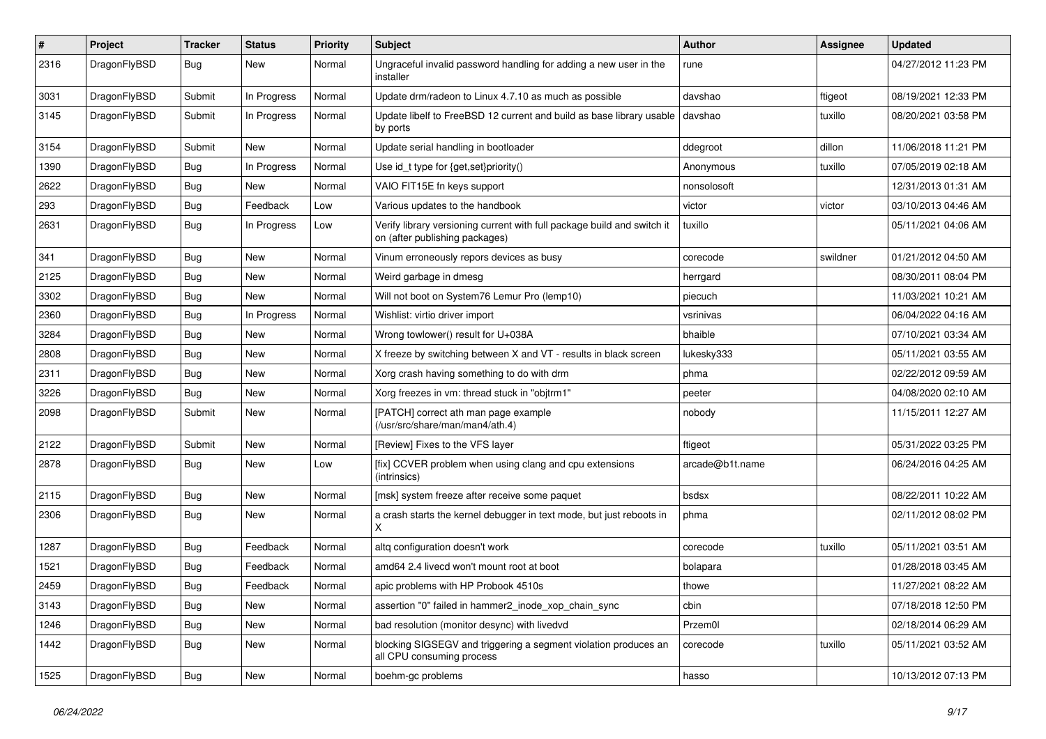| # | Project | Tracker | Status | Priority | Subject | Author | Assignee | Updated |
|---|---|---|---|---|---|---|---|---|
| 2316 | DragonFlyBSD | Bug | New | Normal | Ungraceful invalid password handling for adding a new user in the installer | rune | | 04/27/2012 11:23 PM |
| 3031 | DragonFlyBSD | Submit | In Progress | Normal | Update drm/radeon to Linux 4.7.10 as much as possible | davshao | ftigeot | 08/19/2021 12:33 PM |
| 3145 | DragonFlyBSD | Submit | In Progress | Normal | Update libelf to FreeBSD 12 current and build as base library usable by ports | davshao | tuxillo | 08/20/2021 03:58 PM |
| 3154 | DragonFlyBSD | Submit | New | Normal | Update serial handling in bootloader | ddegroot | dillon | 11/06/2018 11:21 PM |
| 1390 | DragonFlyBSD | Bug | In Progress | Normal | Use id_t type for {get,set}priority() | Anonymous | tuxillo | 07/05/2019 02:18 AM |
| 2622 | DragonFlyBSD | Bug | New | Normal | VAIO FIT15E fn keys support | nonsolosoft | | 12/31/2013 01:31 AM |
| 293 | DragonFlyBSD | Bug | Feedback | Low | Various updates to the handbook | victor | victor | 03/10/2013 04:46 AM |
| 2631 | DragonFlyBSD | Bug | In Progress | Low | Verify library versioning current with full package build and switch it on (after publishing packages) | tuxillo | | 05/11/2021 04:06 AM |
| 341 | DragonFlyBSD | Bug | New | Normal | Vinum erroneously repors devices as busy | corecode | swildner | 01/21/2012 04:50 AM |
| 2125 | DragonFlyBSD | Bug | New | Normal | Weird garbage in dmesg | herrgard | | 08/30/2011 08:04 PM |
| 3302 | DragonFlyBSD | Bug | New | Normal | Will not boot on System76 Lemur Pro (lemp10) | piecuch | | 11/03/2021 10:21 AM |
| 2360 | DragonFlyBSD | Bug | In Progress | Normal | Wishlist: virtio driver import | vsrinivas | | 06/04/2022 04:16 AM |
| 3284 | DragonFlyBSD | Bug | New | Normal | Wrong towlower() result for U+038A | bhaible | | 07/10/2021 03:34 AM |
| 2808 | DragonFlyBSD | Bug | New | Normal | X freeze by switching between X and VT - results in black screen | lukesky333 | | 05/11/2021 03:55 AM |
| 2311 | DragonFlyBSD | Bug | New | Normal | Xorg crash having something to do with drm | phma | | 02/22/2012 09:59 AM |
| 3226 | DragonFlyBSD | Bug | New | Normal | Xorg freezes in vm: thread stuck in "objtrm1" | peeter | | 04/08/2020 02:10 AM |
| 2098 | DragonFlyBSD | Submit | New | Normal | [PATCH] correct ath man page example (/usr/src/share/man/man4/ath.4) | nobody | | 11/15/2011 12:27 AM |
| 2122 | DragonFlyBSD | Submit | New | Normal | [Review] Fixes to the VFS layer | ftigeot | | 05/31/2022 03:25 PM |
| 2878 | DragonFlyBSD | Bug | New | Low | [fix] CCVER problem when using clang and cpu extensions (intrinsics) | arcade@b1t.name | | 06/24/2016 04:25 AM |
| 2115 | DragonFlyBSD | Bug | New | Normal | [msk] system freeze after receive some paquet | bsdsx | | 08/22/2011 10:22 AM |
| 2306 | DragonFlyBSD | Bug | New | Normal | a crash starts the kernel debugger in text mode, but just reboots in X | phma | | 02/11/2012 08:02 PM |
| 1287 | DragonFlyBSD | Bug | Feedback | Normal | altq configuration doesn't work | corecode | tuxillo | 05/11/2021 03:51 AM |
| 1521 | DragonFlyBSD | Bug | Feedback | Normal | amd64 2.4 livecd won't mount root at boot | bolapara | | 01/28/2018 03:45 AM |
| 2459 | DragonFlyBSD | Bug | Feedback | Normal | apic problems with HP Probook 4510s | thowe | | 11/27/2021 08:22 AM |
| 3143 | DragonFlyBSD | Bug | New | Normal | assertion "0" failed in hammer2_inode_xop_chain_sync | cbin | | 07/18/2018 12:50 PM |
| 1246 | DragonFlyBSD | Bug | New | Normal | bad resolution (monitor desync) with livedvd | Przem0l | | 02/18/2014 06:29 AM |
| 1442 | DragonFlyBSD | Bug | New | Normal | blocking SIGSEGV and triggering a segment violation produces an all CPU consuming process | corecode | tuxillo | 05/11/2021 03:52 AM |
| 1525 | DragonFlyBSD | Bug | New | Normal | boehm-gc problems | hasso | | 10/13/2012 07:13 PM |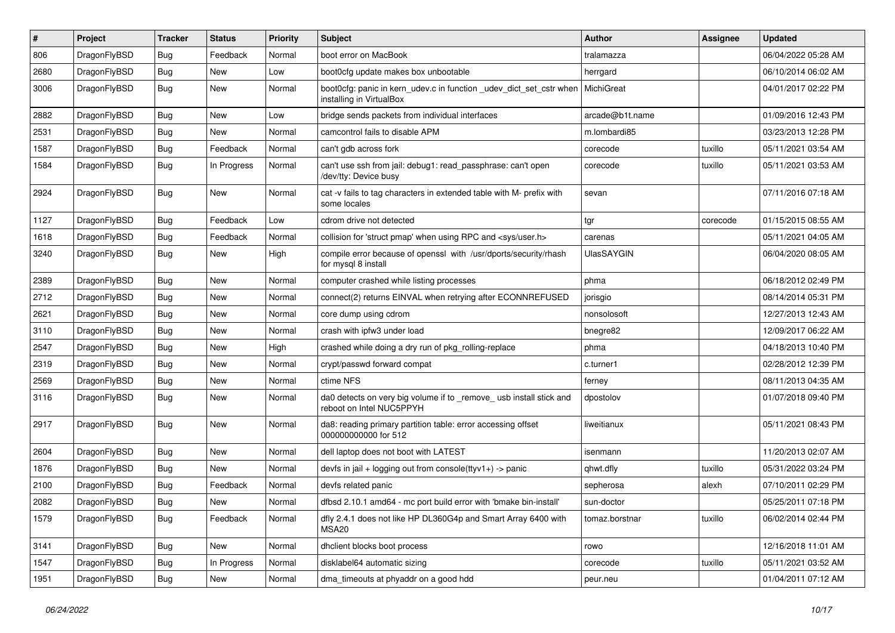| # | Project | Tracker | Status | Priority | Subject | Author | Assignee | Updated |
|---|---|---|---|---|---|---|---|---|
| 806 | DragonFlyBSD | Bug | Feedback | Normal | boot error on MacBook | tralamazza | | 06/04/2022 05:28 AM |
| 2680 | DragonFlyBSD | Bug | New | Low | boot0cfg update makes box unbootable | herrgard | | 06/10/2014 06:02 AM |
| 3006 | DragonFlyBSD | Bug | New | Normal | boot0cfg: panic in kern_udev.c in function _udev_dict_set_cstr when installing in VirtualBox | MichiGreat | | 04/01/2017 02:22 PM |
| 2882 | DragonFlyBSD | Bug | New | Low | bridge sends packets from individual interfaces | arcade@b1t.name | | 01/09/2016 12:43 PM |
| 2531 | DragonFlyBSD | Bug | New | Normal | camcontrol fails to disable APM | m.lombardi85 | | 03/23/2013 12:28 PM |
| 1587 | DragonFlyBSD | Bug | Feedback | Normal | can't gdb across fork | corecode | tuxillo | 05/11/2021 03:54 AM |
| 1584 | DragonFlyBSD | Bug | In Progress | Normal | can't use ssh from jail: debug1: read_passphrase: can't open /dev/tty: Device busy | corecode | tuxillo | 05/11/2021 03:53 AM |
| 2924 | DragonFlyBSD | Bug | New | Normal | cat -v fails to tag characters in extended table with M- prefix with some locales | sevan | | 07/11/2016 07:18 AM |
| 1127 | DragonFlyBSD | Bug | Feedback | Low | cdrom drive not detected | tgr | corecode | 01/15/2015 08:55 AM |
| 1618 | DragonFlyBSD | Bug | Feedback | Normal | collision for 'struct pmap' when using RPC and <sys/user.h> | carenas | | 05/11/2021 04:05 AM |
| 3240 | DragonFlyBSD | Bug | New | High | compile error because of openssl with /usr/dports/security/rhash for mysql 8 install | UlasSAYGIN | | 06/04/2020 08:05 AM |
| 2389 | DragonFlyBSD | Bug | New | Normal | computer crashed while listing processes | phma | | 06/18/2012 02:49 PM |
| 2712 | DragonFlyBSD | Bug | New | Normal | connect(2) returns EINVAL when retrying after ECONNREFUSED | jorisgio | | 08/14/2014 05:31 PM |
| 2621 | DragonFlyBSD | Bug | New | Normal | core dump using cdrom | nonsolosoft | | 12/27/2013 12:43 AM |
| 3110 | DragonFlyBSD | Bug | New | Normal | crash with ipfw3 under load | bnegre82 | | 12/09/2017 06:22 AM |
| 2547 | DragonFlyBSD | Bug | New | High | crashed while doing a dry run of pkg_rolling-replace | phma | | 04/18/2013 10:40 PM |
| 2319 | DragonFlyBSD | Bug | New | Normal | crypt/passwd forward compat | c.turner1 | | 02/28/2012 12:39 PM |
| 2569 | DragonFlyBSD | Bug | New | Normal | ctime NFS | ferney | | 08/11/2013 04:35 AM |
| 3116 | DragonFlyBSD | Bug | New | Normal | da0 detects on very big volume if to _remove_ usb install stick and reboot on Intel NUC5PPYH | dpostolov | | 01/07/2018 09:40 PM |
| 2917 | DragonFlyBSD | Bug | New | Normal | da8: reading primary partition table: error accessing offset 000000000000 for 512 | liweitianux | | 05/11/2021 08:43 PM |
| 2604 | DragonFlyBSD | Bug | New | Normal | dell laptop does not boot with LATEST | isenmann | | 11/20/2013 02:07 AM |
| 1876 | DragonFlyBSD | Bug | New | Normal | devfs in jail + logging out from console(ttyv1+) -> panic | qhwt.dfly | tuxillo | 05/31/2022 03:24 PM |
| 2100 | DragonFlyBSD | Bug | Feedback | Normal | devfs related panic | sepherosa | alexh | 07/10/2011 02:29 PM |
| 2082 | DragonFlyBSD | Bug | New | Normal | dfbsd 2.10.1 amd64 - mc port build error with 'bmake bin-install' | sun-doctor | | 05/25/2011 07:18 PM |
| 1579 | DragonFlyBSD | Bug | Feedback | Normal | dfly 2.4.1 does not like HP DL360G4p and Smart Array 6400 with MSA20 | tomaz.borstnar | tuxillo | 06/02/2014 02:44 PM |
| 3141 | DragonFlyBSD | Bug | New | Normal | dhclient blocks boot process | rowo | | 12/16/2018 11:01 AM |
| 1547 | DragonFlyBSD | Bug | In Progress | Normal | disklabel64 automatic sizing | corecode | tuxillo | 05/11/2021 03:52 AM |
| 1951 | DragonFlyBSD | Bug | New | Normal | dma_timeouts at phyaddr on a good hdd | peur.neu | | 01/04/2011 07:12 AM |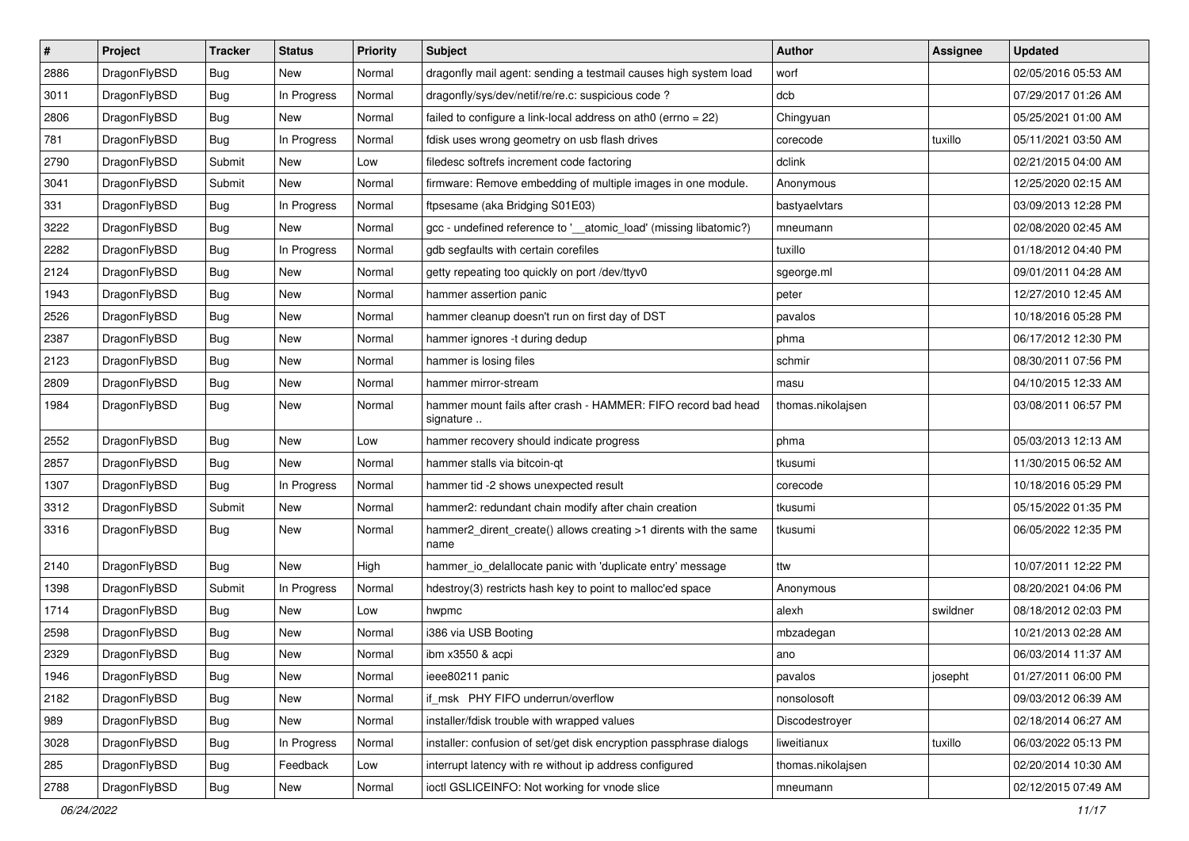| # | Project | Tracker | Status | Priority | Subject | Author | Assignee | Updated |
|---|---|---|---|---|---|---|---|---|
| 2886 | DragonFlyBSD | Bug | New | Normal | dragonfly mail agent: sending a testmail causes high system load | worf | | 02/05/2016 05:53 AM |
| 3011 | DragonFlyBSD | Bug | In Progress | Normal | dragonfly/sys/dev/netif/re/re.c: suspicious code ? | dcb | | 07/29/2017 01:26 AM |
| 2806 | DragonFlyBSD | Bug | New | Normal | failed to configure a link-local address on ath0 (errno = 22) | Chingyuan | | 05/25/2021 01:00 AM |
| 781 | DragonFlyBSD | Bug | In Progress | Normal | fdisk uses wrong geometry on usb flash drives | corecode | tuxillo | 05/11/2021 03:50 AM |
| 2790 | DragonFlyBSD | Submit | New | Low | filedesc softrefs increment code factoring | dclink | | 02/21/2015 04:00 AM |
| 3041 | DragonFlyBSD | Submit | New | Normal | firmware: Remove embedding of multiple images in one module. | Anonymous | | 12/25/2020 02:15 AM |
| 331 | DragonFlyBSD | Bug | In Progress | Normal | ftpsesame (aka Bridging S01E03) | bastyaelvtars | | 03/09/2013 12:28 PM |
| 3222 | DragonFlyBSD | Bug | New | Normal | gcc - undefined reference to '__atomic_load' (missing libatomic?) | mneumann | | 02/08/2020 02:45 AM |
| 2282 | DragonFlyBSD | Bug | In Progress | Normal | gdb segfaults with certain corefiles | tuxillo | | 01/18/2012 04:40 PM |
| 2124 | DragonFlyBSD | Bug | New | Normal | getty repeating too quickly on port /dev/ttyv0 | sgeorge.ml | | 09/01/2011 04:28 AM |
| 1943 | DragonFlyBSD | Bug | New | Normal | hammer assertion panic | peter | | 12/27/2010 12:45 AM |
| 2526 | DragonFlyBSD | Bug | New | Normal | hammer cleanup doesn't run on first day of DST | pavalos | | 10/18/2016 05:28 PM |
| 2387 | DragonFlyBSD | Bug | New | Normal | hammer ignores -t during dedup | phma | | 06/17/2012 12:30 PM |
| 2123 | DragonFlyBSD | Bug | New | Normal | hammer is losing files | schmir | | 08/30/2011 07:56 PM |
| 2809 | DragonFlyBSD | Bug | New | Normal | hammer mirror-stream | masu | | 04/10/2015 12:33 AM |
| 1984 | DragonFlyBSD | Bug | New | Normal | hammer mount fails after crash - HAMMER: FIFO record bad head signature .. | thomas.nikolajsen | | 03/08/2011 06:57 PM |
| 2552 | DragonFlyBSD | Bug | New | Low | hammer recovery should indicate progress | phma | | 05/03/2013 12:13 AM |
| 2857 | DragonFlyBSD | Bug | New | Normal | hammer stalls via bitcoin-qt | tkusumi | | 11/30/2015 06:52 AM |
| 1307 | DragonFlyBSD | Bug | In Progress | Normal | hammer tid -2 shows unexpected result | corecode | | 10/18/2016 05:29 PM |
| 3312 | DragonFlyBSD | Submit | New | Normal | hammer2: redundant chain modify after chain creation | tkusumi | | 05/15/2022 01:35 PM |
| 3316 | DragonFlyBSD | Bug | New | Normal | hammer2_dirent_create() allows creating >1 dirents with the same name | tkusumi | | 06/05/2022 12:35 PM |
| 2140 | DragonFlyBSD | Bug | New | High | hammer_io_delallocate panic with 'duplicate entry' message | ttw | | 10/07/2011 12:22 PM |
| 1398 | DragonFlyBSD | Submit | In Progress | Normal | hdestroy(3) restricts hash key to point to malloc'ed space | Anonymous | | 08/20/2021 04:06 PM |
| 1714 | DragonFlyBSD | Bug | New | Low | hwpmc | alexh | swildner | 08/18/2012 02:03 PM |
| 2598 | DragonFlyBSD | Bug | New | Normal | i386 via USB Booting | mbzadegan | | 10/21/2013 02:28 AM |
| 2329 | DragonFlyBSD | Bug | New | Normal | ibm x3550 & acpi | ano | | 06/03/2014 11:37 AM |
| 1946 | DragonFlyBSD | Bug | New | Normal | ieee80211 panic | pavalos | josepht | 01/27/2011 06:00 PM |
| 2182 | DragonFlyBSD | Bug | New | Normal | if_msk PHY FIFO underrun/overflow | nonsolosoft | | 09/03/2012 06:39 AM |
| 989 | DragonFlyBSD | Bug | New | Normal | installer/fdisk trouble with wrapped values | Discodestroyer | | 02/18/2014 06:27 AM |
| 3028 | DragonFlyBSD | Bug | In Progress | Normal | installer: confusion of set/get disk encryption passphrase dialogs | liweitianux | tuxillo | 06/03/2022 05:13 PM |
| 285 | DragonFlyBSD | Bug | Feedback | Low | interrupt latency with re without ip address configured | thomas.nikolajsen | | 02/20/2014 10:30 AM |
| 2788 | DragonFlyBSD | Bug | New | Normal | ioctl GSLICEINFO: Not working for vnode slice | mneumann | | 02/12/2015 07:49 AM |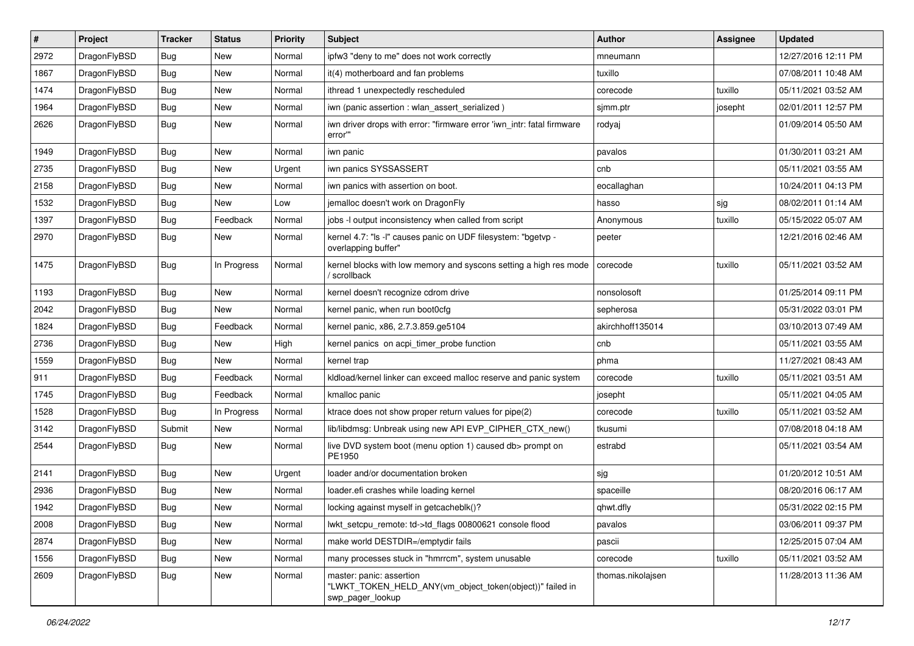| # | Project | Tracker | Status | Priority | Subject | Author | Assignee | Updated |
|---|---|---|---|---|---|---|---|---|
| 2972 | DragonFlyBSD | Bug | New | Normal | ipfw3 "deny to me" does not work correctly | mneumann | | 12/27/2016 12:11 PM |
| 1867 | DragonFlyBSD | Bug | New | Normal | it(4) motherboard and fan problems | tuxillo | | 07/08/2011 10:48 AM |
| 1474 | DragonFlyBSD | Bug | New | Normal | ithread 1 unexpectedly rescheduled | corecode | tuxillo | 05/11/2021 03:52 AM |
| 1964 | DragonFlyBSD | Bug | New | Normal | iwn (panic assertion : wlan_assert_serialized ) | sjmm.ptr | josepht | 02/01/2011 12:57 PM |
| 2626 | DragonFlyBSD | Bug | New | Normal | iwn driver drops with error: "firmware error 'iwn_intr: fatal firmware error'" | rodyaj | | 01/09/2014 05:50 AM |
| 1949 | DragonFlyBSD | Bug | New | Normal | iwn panic | pavalos | | 01/30/2011 03:21 AM |
| 2735 | DragonFlyBSD | Bug | New | Urgent | iwn panics SYSSASSERT | cnb | | 05/11/2021 03:55 AM |
| 2158 | DragonFlyBSD | Bug | New | Normal | iwn panics with assertion on boot. | eocallaghan | | 10/24/2011 04:13 PM |
| 1532 | DragonFlyBSD | Bug | New | Low | jemalloc doesn't work on DragonFly | hasso | sjg | 08/02/2011 01:14 AM |
| 1397 | DragonFlyBSD | Bug | Feedback | Normal | jobs -l output inconsistency when called from script | Anonymous | tuxillo | 05/15/2022 05:07 AM |
| 2970 | DragonFlyBSD | Bug | New | Normal | kernel 4.7: "ls -l" causes panic on UDF filesystem: "bgetvp - overlapping buffer" | peeter | | 12/21/2016 02:46 AM |
| 1475 | DragonFlyBSD | Bug | In Progress | Normal | kernel blocks with low memory and syscons setting a high res mode / scrollback | corecode | tuxillo | 05/11/2021 03:52 AM |
| 1193 | DragonFlyBSD | Bug | New | Normal | kernel doesn't recognize cdrom drive | nonsolosoft | | 01/25/2014 09:11 PM |
| 2042 | DragonFlyBSD | Bug | New | Normal | kernel panic, when run boot0cfg | sepherosa | | 05/31/2022 03:01 PM |
| 1824 | DragonFlyBSD | Bug | Feedback | Normal | kernel panic, x86, 2.7.3.859.ge5104 | akirchhoff135014 | | 03/10/2013 07:49 AM |
| 2736 | DragonFlyBSD | Bug | New | High | kernel panics on acpi_timer_probe function | cnb | | 05/11/2021 03:55 AM |
| 1559 | DragonFlyBSD | Bug | New | Normal | kernel trap | phma | | 11/27/2021 08:43 AM |
| 911 | DragonFlyBSD | Bug | Feedback | Normal | kldload/kernel linker can exceed malloc reserve and panic system | corecode | tuxillo | 05/11/2021 03:51 AM |
| 1745 | DragonFlyBSD | Bug | Feedback | Normal | kmalloc panic | josepht | | 05/11/2021 04:05 AM |
| 1528 | DragonFlyBSD | Bug | In Progress | Normal | ktrace does not show proper return values for pipe(2) | corecode | tuxillo | 05/11/2021 03:52 AM |
| 3142 | DragonFlyBSD | Submit | New | Normal | lib/libdmsg: Unbreak using new API EVP_CIPHER_CTX_new() | tkusumi | | 07/08/2018 04:18 AM |
| 2544 | DragonFlyBSD | Bug | New | Normal | live DVD system boot (menu option 1) caused db> prompt on PE1950 | estrabd | | 05/11/2021 03:54 AM |
| 2141 | DragonFlyBSD | Bug | New | Urgent | loader and/or documentation broken | sjg | | 01/20/2012 10:51 AM |
| 2936 | DragonFlyBSD | Bug | New | Normal | loader.efi crashes while loading kernel | spaceille | | 08/20/2016 06:17 AM |
| 1942 | DragonFlyBSD | Bug | New | Normal | locking against myself in getcacheblk()? | qhwt.dfly | | 05/31/2022 02:15 PM |
| 2008 | DragonFlyBSD | Bug | New | Normal | lwkt_setcpu_remote: td->td_flags 00800621 console flood | pavalos | | 03/06/2011 09:37 PM |
| 2874 | DragonFlyBSD | Bug | New | Normal | make world DESTDIR=/emptydir fails | pascii | | 12/25/2015 07:04 AM |
| 1556 | DragonFlyBSD | Bug | New | Normal | many processes stuck in "hmrrcm", system unusable | corecode | tuxillo | 05/11/2021 03:52 AM |
| 2609 | DragonFlyBSD | Bug | New | Normal | master: panic: assertion "LWKT_TOKEN_HELD_ANY(vm_object_token(object))" failed in swp_pager_lookup | thomas.nikolajsen | | 11/28/2013 11:36 AM |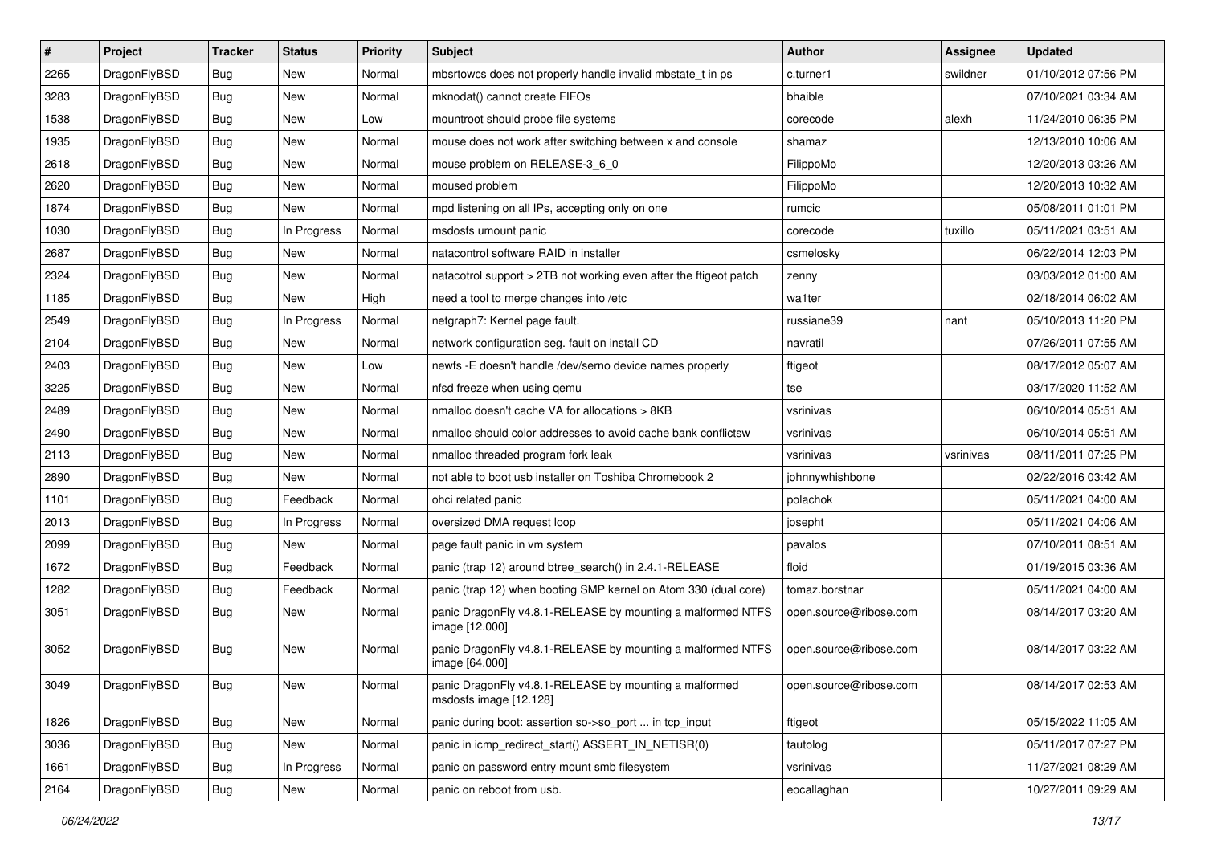| # | Project | Tracker | Status | Priority | Subject | Author | Assignee | Updated |
| --- | --- | --- | --- | --- | --- | --- | --- | --- |
| 2265 | DragonFlyBSD | Bug | New | Normal | mbsrtowcs does not properly handle invalid mbstate_t in ps | c.turner1 | swildner | 01/10/2012 07:56 PM |
| 3283 | DragonFlyBSD | Bug | New | Normal | mknodat() cannot create FIFOs | bhaible | | 07/10/2021 03:34 AM |
| 1538 | DragonFlyBSD | Bug | New | Low | mountroot should probe file systems | corecode | alexh | 11/24/2010 06:35 PM |
| 1935 | DragonFlyBSD | Bug | New | Normal | mouse does not work after switching between x and console | shamaz | | 12/13/2010 10:06 AM |
| 2618 | DragonFlyBSD | Bug | New | Normal | mouse problem on RELEASE-3_6_0 | FilippoMo | | 12/20/2013 03:26 AM |
| 2620 | DragonFlyBSD | Bug | New | Normal | moused problem | FilippoMo | | 12/20/2013 10:32 AM |
| 1874 | DragonFlyBSD | Bug | New | Normal | mpd listening on all IPs, accepting only on one | rumcic | | 05/08/2011 01:01 PM |
| 1030 | DragonFlyBSD | Bug | In Progress | Normal | msdosfs umount panic | corecode | tuxillo | 05/11/2021 03:51 AM |
| 2687 | DragonFlyBSD | Bug | New | Normal | natacontrol software RAID in installer | csmelosky | | 06/22/2014 12:03 PM |
| 2324 | DragonFlyBSD | Bug | New | Normal | natacotrol support > 2TB not working even after the ftigeot patch | zenny | | 03/03/2012 01:00 AM |
| 1185 | DragonFlyBSD | Bug | New | High | need a tool to merge changes into /etc | wa1ter | | 02/18/2014 06:02 AM |
| 2549 | DragonFlyBSD | Bug | In Progress | Normal | netgraph7: Kernel page fault. | russiane39 | nant | 05/10/2013 11:20 PM |
| 2104 | DragonFlyBSD | Bug | New | Normal | network configuration seg. fault on install CD | navratil | | 07/26/2011 07:55 AM |
| 2403 | DragonFlyBSD | Bug | New | Low | newfs -E doesn't handle /dev/serno device names properly | ftigeot | | 08/17/2012 05:07 AM |
| 3225 | DragonFlyBSD | Bug | New | Normal | nfsd freeze when using qemu | tse | | 03/17/2020 11:52 AM |
| 2489 | DragonFlyBSD | Bug | New | Normal | nmalloc doesn't cache VA for allocations > 8KB | vsrinivas | | 06/10/2014 05:51 AM |
| 2490 | DragonFlyBSD | Bug | New | Normal | nmalloc should color addresses to avoid cache bank conflictsw | vsrinivas | | 06/10/2014 05:51 AM |
| 2113 | DragonFlyBSD | Bug | New | Normal | nmalloc threaded program fork leak | vsrinivas | vsrinivas | 08/11/2011 07:25 PM |
| 2890 | DragonFlyBSD | Bug | New | Normal | not able to boot usb installer on Toshiba Chromebook 2 | johnnywhishbone | | 02/22/2016 03:42 AM |
| 1101 | DragonFlyBSD | Bug | Feedback | Normal | ohci related panic | polachok | | 05/11/2021 04:00 AM |
| 2013 | DragonFlyBSD | Bug | In Progress | Normal | oversized DMA request loop | josepht | | 05/11/2021 04:06 AM |
| 2099 | DragonFlyBSD | Bug | New | Normal | page fault panic in vm system | pavalos | | 07/10/2011 08:51 AM |
| 1672 | DragonFlyBSD | Bug | Feedback | Normal | panic (trap 12) around btree_search() in 2.4.1-RELEASE | floid | | 01/19/2015 03:36 AM |
| 1282 | DragonFlyBSD | Bug | Feedback | Normal | panic (trap 12) when booting SMP kernel on Atom 330 (dual core) | tomaz.borstnar | | 05/11/2021 04:00 AM |
| 3051 | DragonFlyBSD | Bug | New | Normal | panic DragonFly v4.8.1-RELEASE by mounting a malformed NTFS image [12.000] | open.source@ribose.com | | 08/14/2017 03:20 AM |
| 3052 | DragonFlyBSD | Bug | New | Normal | panic DragonFly v4.8.1-RELEASE by mounting a malformed NTFS image [64.000] | open.source@ribose.com | | 08/14/2017 03:22 AM |
| 3049 | DragonFlyBSD | Bug | New | Normal | panic DragonFly v4.8.1-RELEASE by mounting a malformed msdosfs image [12.128] | open.source@ribose.com | | 08/14/2017 02:53 AM |
| 1826 | DragonFlyBSD | Bug | New | Normal | panic during boot: assertion so->so_port ... in tcp_input | ftigeot | | 05/15/2022 11:05 AM |
| 3036 | DragonFlyBSD | Bug | New | Normal | panic in icmp_redirect_start() ASSERT_IN_NETISR(0) | tautolog | | 05/11/2017 07:27 PM |
| 1661 | DragonFlyBSD | Bug | In Progress | Normal | panic on password entry mount smb filesystem | vsrinivas | | 11/27/2021 08:29 AM |
| 2164 | DragonFlyBSD | Bug | New | Normal | panic on reboot from usb. | eocallaghan | | 10/27/2011 09:29 AM |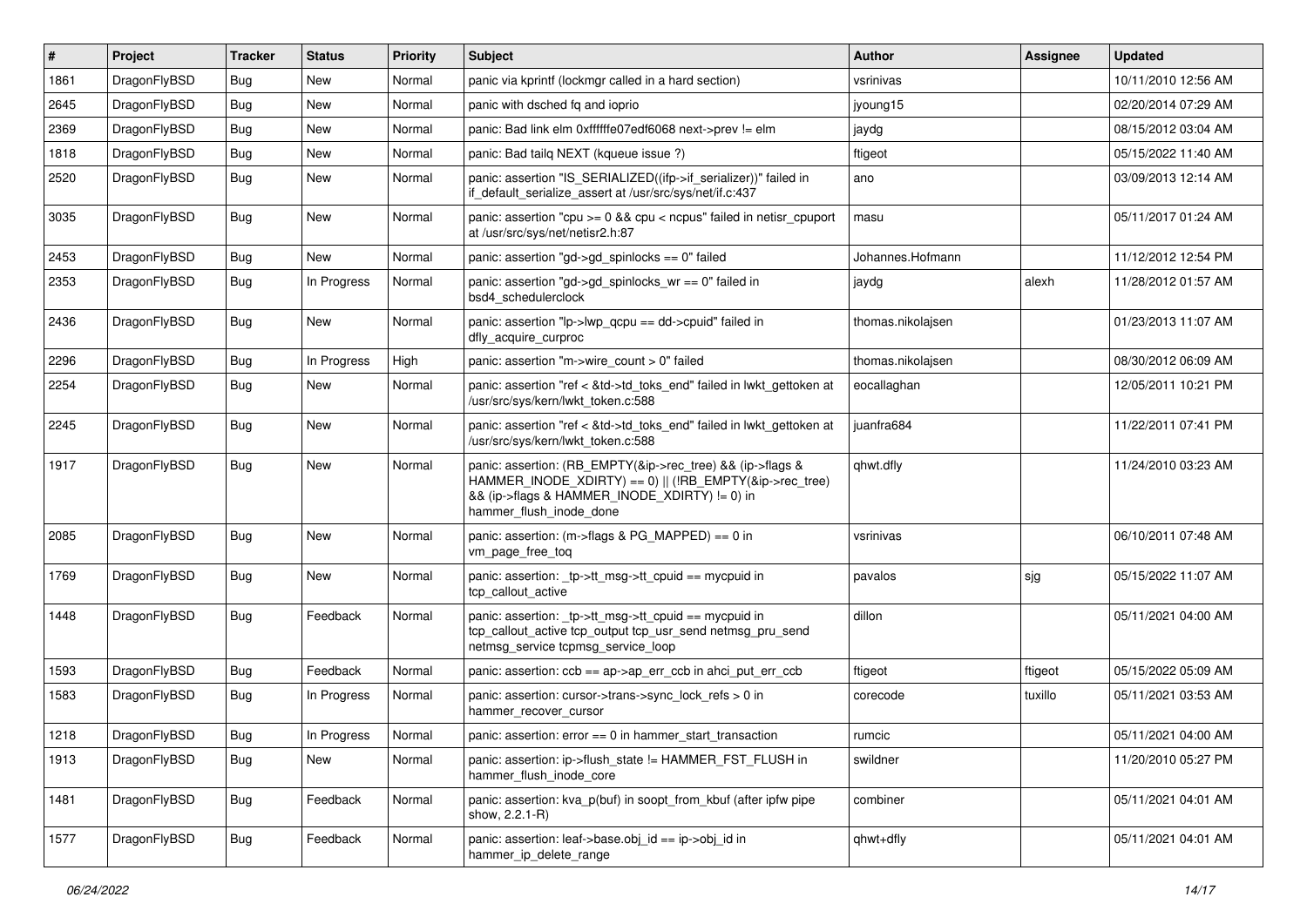| # | Project | Tracker | Status | Priority | Subject | Author | Assignee | Updated |
|---|---|---|---|---|---|---|---|---|
| 1861 | DragonFlyBSD | Bug | New | Normal | panic via kprintf (lockmgr called in a hard section) | vsrinivas | | 10/11/2010 12:56 AM |
| 2645 | DragonFlyBSD | Bug | New | Normal | panic with dsched fq and ioprio | jyoung15 | | 02/20/2014 07:29 AM |
| 2369 | DragonFlyBSD | Bug | New | Normal | panic: Bad link elm 0xffffffe07edf6068 next->prev != elm | jaydg | | 08/15/2012 03:04 AM |
| 1818 | DragonFlyBSD | Bug | New | Normal | panic: Bad tailq NEXT (kqueue issue ?) | ftigeot | | 05/15/2022 11:40 AM |
| 2520 | DragonFlyBSD | Bug | New | Normal | panic: assertion "IS_SERIALIZED((ifp->if_serializer))" failed in if_default_serialize_assert at /usr/src/sys/net/if.c:437 | ano | | 03/09/2013 12:14 AM |
| 3035 | DragonFlyBSD | Bug | New | Normal | panic: assertion "cpu >= 0 && cpu < ncpus" failed in netisr_cpuport at /usr/src/sys/net/netisr2.h:87 | masu | | 05/11/2017 01:24 AM |
| 2453 | DragonFlyBSD | Bug | New | Normal | panic: assertion "gd->gd_spinlocks == 0" failed | Johannes.Hofmann | | 11/12/2012 12:54 PM |
| 2353 | DragonFlyBSD | Bug | In Progress | Normal | panic: assertion "gd->gd_spinlocks_wr == 0" failed in bsd4_schedulerclock | jaydg | alexh | 11/28/2012 01:57 AM |
| 2436 | DragonFlyBSD | Bug | New | Normal | panic: assertion "lp->lwp_qcpu == dd->cpuid" failed in dfly_acquire_curproc | thomas.nikolajsen | | 01/23/2013 11:07 AM |
| 2296 | DragonFlyBSD | Bug | In Progress | High | panic: assertion "m->wire_count > 0" failed | thomas.nikolajsen | | 08/30/2012 06:09 AM |
| 2254 | DragonFlyBSD | Bug | New | Normal | panic: assertion "ref < &td->td_toks_end" failed in lwkt_gettoken at /usr/src/sys/kern/lwkt_token.c:588 | eocallaghan | | 12/05/2011 10:21 PM |
| 2245 | DragonFlyBSD | Bug | New | Normal | panic: assertion "ref < &td->td_toks_end" failed in lwkt_gettoken at /usr/src/sys/kern/lwkt_token.c:588 | juanfra684 | | 11/22/2011 07:41 PM |
| 1917 | DragonFlyBSD | Bug | New | Normal | panic: assertion: (RB_EMPTY(&ip->rec_tree) && (ip->flags & HAMMER_INODE_XDIRTY) == 0) \|\| (!RB_EMPTY(&ip->rec_tree) && (ip->flags & HAMMER_INODE_XDIRTY) != 0) in hammer_flush_inode_done | qhwt.dfly | | 11/24/2010 03:23 AM |
| 2085 | DragonFlyBSD | Bug | New | Normal | panic: assertion: (m->flags & PG_MAPPED) == 0 in vm_page_free_toq | vsrinivas | | 06/10/2011 07:48 AM |
| 1769 | DragonFlyBSD | Bug | New | Normal | panic: assertion: _tp->tt_msg->tt_cpuid == mycpuid in tcp_callout_active | pavalos | sjg | 05/15/2022 11:07 AM |
| 1448 | DragonFlyBSD | Bug | Feedback | Normal | panic: assertion: _tp->tt_msg->tt_cpuid == mycpuid in tcp_callout_active tcp_output tcp_usr_send netmsg_pru_send netmsg_service tcpmsg_service_loop | dillon | | 05/11/2021 04:00 AM |
| 1593 | DragonFlyBSD | Bug | Feedback | Normal | panic: assertion: ccb == ap->ap_err_ccb in ahci_put_err_ccb | ftigeot | ftigeot | 05/15/2022 05:09 AM |
| 1583 | DragonFlyBSD | Bug | In Progress | Normal | panic: assertion: cursor->trans->sync_lock_refs > 0 in hammer_recover_cursor | corecode | tuxillo | 05/11/2021 03:53 AM |
| 1218 | DragonFlyBSD | Bug | In Progress | Normal | panic: assertion: error == 0 in hammer_start_transaction | rumcic | | 05/11/2021 04:00 AM |
| 1913 | DragonFlyBSD | Bug | New | Normal | panic: assertion: ip->flush_state != HAMMER_FST_FLUSH in hammer_flush_inode_core | swildner | | 11/20/2010 05:27 PM |
| 1481 | DragonFlyBSD | Bug | Feedback | Normal | panic: assertion: kva_p(buf) in soopt_from_kbuf (after ipfw pipe show, 2.2.1-R) | combiner | | 05/11/2021 04:01 AM |
| 1577 | DragonFlyBSD | Bug | Feedback | Normal | panic: assertion: leaf->base.obj_id == ip->obj_id in hammer_ip_delete_range | qhwt+dfly | | 05/11/2021 04:01 AM |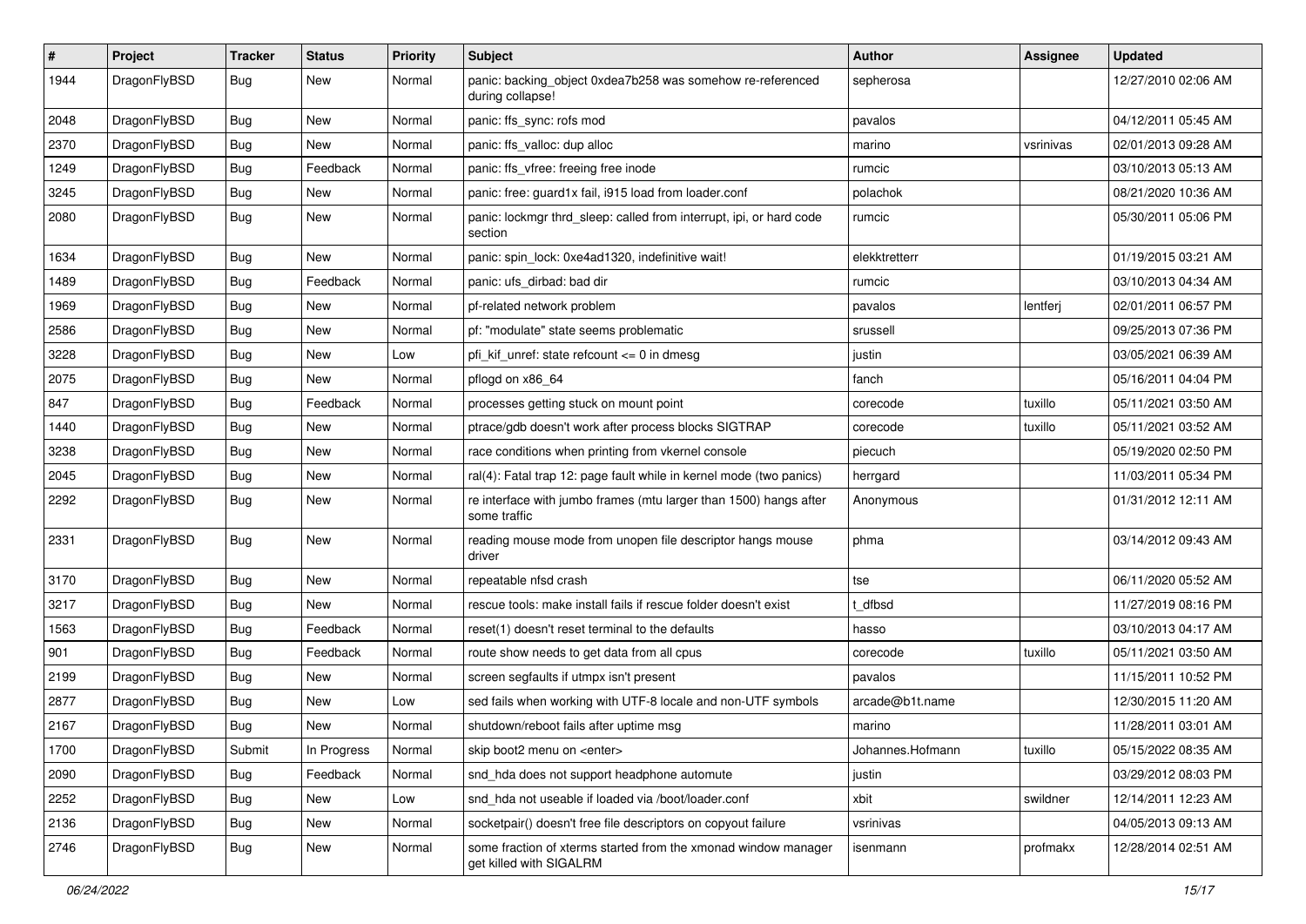| # | Project | Tracker | Status | Priority | Subject | Author | Assignee | Updated |
|---|---|---|---|---|---|---|---|---|
| 1944 | DragonFlyBSD | Bug | New | Normal | panic: backing_object 0xdea7b258 was somehow re-referenced during collapse! | sepherosa | | 12/27/2010 02:06 AM |
| 2048 | DragonFlyBSD | Bug | New | Normal | panic: ffs_sync: rofs mod | pavalos | | 04/12/2011 05:45 AM |
| 2370 | DragonFlyBSD | Bug | New | Normal | panic: ffs_valloc: dup alloc | marino | vsrinivas | 02/01/2013 09:28 AM |
| 1249 | DragonFlyBSD | Bug | Feedback | Normal | panic: ffs_vfree: freeing free inode | rumcic | | 03/10/2013 05:13 AM |
| 3245 | DragonFlyBSD | Bug | New | Normal | panic: free: guard1x fail, i915 load from loader.conf | polachok | | 08/21/2020 10:36 AM |
| 2080 | DragonFlyBSD | Bug | New | Normal | panic: lockmgr thrd_sleep: called from interrupt, ipi, or hard code section | rumcic | | 05/30/2011 05:06 PM |
| 1634 | DragonFlyBSD | Bug | New | Normal | panic: spin_lock: 0xe4ad1320, indefinitive wait! | elekktretterr | | 01/19/2015 03:21 AM |
| 1489 | DragonFlyBSD | Bug | Feedback | Normal | panic: ufs_dirbad: bad dir | rumcic | | 03/10/2013 04:34 AM |
| 1969 | DragonFlyBSD | Bug | New | Normal | pf-related network problem | pavalos | lentferj | 02/01/2011 06:57 PM |
| 2586 | DragonFlyBSD | Bug | New | Normal | pf: "modulate" state seems problematic | srussell | | 09/25/2013 07:36 PM |
| 3228 | DragonFlyBSD | Bug | New | Low | pfi_kif_unref: state refcount <= 0 in dmesg | justin | | 03/05/2021 06:39 AM |
| 2075 | DragonFlyBSD | Bug | New | Normal | pflogd on x86_64 | fanch | | 05/16/2011 04:04 PM |
| 847 | DragonFlyBSD | Bug | Feedback | Normal | processes getting stuck on mount point | corecode | tuxillo | 05/11/2021 03:50 AM |
| 1440 | DragonFlyBSD | Bug | New | Normal | ptrace/gdb doesn't work after process blocks SIGTRAP | corecode | tuxillo | 05/11/2021 03:52 AM |
| 3238 | DragonFlyBSD | Bug | New | Normal | race conditions when printing from vkernel console | piecuch | | 05/19/2020 02:50 PM |
| 2045 | DragonFlyBSD | Bug | New | Normal | ral(4): Fatal trap 12: page fault while in kernel mode (two panics) | herrgard | | 11/03/2011 05:34 PM |
| 2292 | DragonFlyBSD | Bug | New | Normal | re interface with jumbo frames (mtu larger than 1500) hangs after some traffic | Anonymous | | 01/31/2012 12:11 AM |
| 2331 | DragonFlyBSD | Bug | New | Normal | reading mouse mode from unopen file descriptor hangs mouse driver | phma | | 03/14/2012 09:43 AM |
| 3170 | DragonFlyBSD | Bug | New | Normal | repeatable nfsd crash | tse | | 06/11/2020 05:52 AM |
| 3217 | DragonFlyBSD | Bug | New | Normal | rescue tools: make install fails if rescue folder doesn't exist | t_dfbsd | | 11/27/2019 08:16 PM |
| 1563 | DragonFlyBSD | Bug | Feedback | Normal | reset(1) doesn't reset terminal to the defaults | hasso | | 03/10/2013 04:17 AM |
| 901 | DragonFlyBSD | Bug | Feedback | Normal | route show needs to get data from all cpus | corecode | tuxillo | 05/11/2021 03:50 AM |
| 2199 | DragonFlyBSD | Bug | New | Normal | screen segfaults if utmpx isn't present | pavalos | | 11/15/2011 10:52 PM |
| 2877 | DragonFlyBSD | Bug | New | Low | sed fails when working with UTF-8 locale and non-UTF symbols | arcade@b1t.name | | 12/30/2015 11:20 AM |
| 2167 | DragonFlyBSD | Bug | New | Normal | shutdown/reboot fails after uptime msg | marino | | 11/28/2011 03:01 AM |
| 1700 | DragonFlyBSD | Submit | In Progress | Normal | skip boot2 menu on <enter> | Johannes.Hofmann | tuxillo | 05/15/2022 08:35 AM |
| 2090 | DragonFlyBSD | Bug | Feedback | Normal | snd_hda does not support headphone automute | justin | | 03/29/2012 08:03 PM |
| 2252 | DragonFlyBSD | Bug | New | Low | snd_hda not useable if loaded via /boot/loader.conf | xbit | swildner | 12/14/2011 12:23 AM |
| 2136 | DragonFlyBSD | Bug | New | Normal | socketpair() doesn't free file descriptors on copyout failure | vsrinivas | | 04/05/2013 09:13 AM |
| 2746 | DragonFlyBSD | Bug | New | Normal | some fraction of xterms started from the xmonad window manager get killed with SIGALRM | isenmann | profmakx | 12/28/2014 02:51 AM |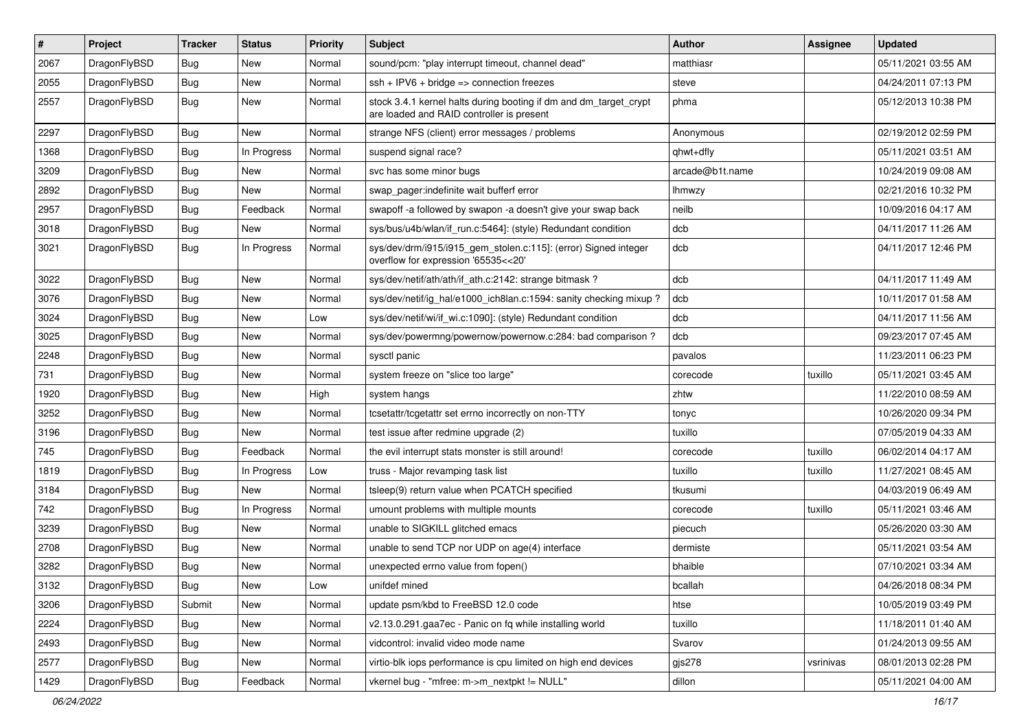| # | Project | Tracker | Status | Priority | Subject | Author | Assignee | Updated |
|---|---|---|---|---|---|---|---|---|
| 2067 | DragonFlyBSD | Bug | New | Normal | sound/pcm: "play interrupt timeout, channel dead" | matthiasr | | 05/11/2021 03:55 AM |
| 2055 | DragonFlyBSD | Bug | New | Normal | ssh + IPV6 + bridge => connection freezes | steve | | 04/24/2011 07:13 PM |
| 2557 | DragonFlyBSD | Bug | New | Normal | stock 3.4.1 kernel halts during booting if dm and dm_target_crypt are loaded and RAID controller is present | phma | | 05/12/2013 10:38 PM |
| 2297 | DragonFlyBSD | Bug | New | Normal | strange NFS (client) error messages / problems | Anonymous | | 02/19/2012 02:59 PM |
| 1368 | DragonFlyBSD | Bug | In Progress | Normal | suspend signal race? | qhwt+dfly | | 05/11/2021 03:51 AM |
| 3209 | DragonFlyBSD | Bug | New | Normal | svc has some minor bugs | arcade@b1t.name | | 10/24/2019 09:08 AM |
| 2892 | DragonFlyBSD | Bug | New | Normal | swap_pager:indefinite wait bufferf error | lhmwzy | | 02/21/2016 10:32 PM |
| 2957 | DragonFlyBSD | Bug | Feedback | Normal | swapoff -a followed by swapon -a doesn't give your swap back | neilb | | 10/09/2016 04:17 AM |
| 3018 | DragonFlyBSD | Bug | New | Normal | sys/bus/u4b/wlan/if_run.c:5464]: (style) Redundant condition | dcb | | 04/11/2017 11:26 AM |
| 3021 | DragonFlyBSD | Bug | In Progress | Normal | sys/dev/drm/i915/i915_gem_stolen.c:115]: (error) Signed integer overflow for expression '65535<<20' | dcb | | 04/11/2017 12:46 PM |
| 3022 | DragonFlyBSD | Bug | New | Normal | sys/dev/netif/ath/ath/if_ath.c:2142: strange bitmask ? | dcb | | 04/11/2017 11:49 AM |
| 3076 | DragonFlyBSD | Bug | New | Normal | sys/dev/netif/ig_hal/e1000_ich8lan.c:1594: sanity checking mixup ? | dcb | | 10/11/2017 01:58 AM |
| 3024 | DragonFlyBSD | Bug | New | Low | sys/dev/netif/wi/if_wi.c:1090]: (style) Redundant condition | dcb | | 04/11/2017 11:56 AM |
| 3025 | DragonFlyBSD | Bug | New | Normal | sys/dev/powermng/powernow/powernow.c:284: bad comparison ? | dcb | | 09/23/2017 07:45 AM |
| 2248 | DragonFlyBSD | Bug | New | Normal | sysctl panic | pavalos | | 11/23/2011 06:23 PM |
| 731 | DragonFlyBSD | Bug | New | Normal | system freeze on "slice too large" | corecode | tuxillo | 05/11/2021 03:45 AM |
| 1920 | DragonFlyBSD | Bug | New | High | system hangs | zhtw | | 11/22/2010 08:59 AM |
| 3252 | DragonFlyBSD | Bug | New | Normal | tcsetattr/tcgetattr set errno incorrectly on non-TTY | tonyc | | 10/26/2020 09:34 PM |
| 3196 | DragonFlyBSD | Bug | New | Normal | test issue after redmine upgrade (2) | tuxillo | | 07/05/2019 04:33 AM |
| 745 | DragonFlyBSD | Bug | Feedback | Normal | the evil interrupt stats monster is still around! | corecode | tuxillo | 06/02/2014 04:17 AM |
| 1819 | DragonFlyBSD | Bug | In Progress | Low | truss - Major revamping task list | tuxillo | tuxillo | 11/27/2021 08:45 AM |
| 3184 | DragonFlyBSD | Bug | New | Normal | tsleep(9) return value when PCATCH specified | tkusumi | | 04/03/2019 06:49 AM |
| 742 | DragonFlyBSD | Bug | In Progress | Normal | umount problems with multiple mounts | corecode | tuxillo | 05/11/2021 03:46 AM |
| 3239 | DragonFlyBSD | Bug | New | Normal | unable to SIGKILL glitched emacs | piecuch | | 05/26/2020 03:30 AM |
| 2708 | DragonFlyBSD | Bug | New | Normal | unable to send TCP nor UDP on age(4) interface | dermiste | | 05/11/2021 03:54 AM |
| 3282 | DragonFlyBSD | Bug | New | Normal | unexpected errno value from fopen() | bhaible | | 07/10/2021 03:34 AM |
| 3132 | DragonFlyBSD | Bug | New | Low | unifdef mined | bcallah | | 04/26/2018 08:34 PM |
| 3206 | DragonFlyBSD | Submit | New | Normal | update psm/kbd to FreeBSD 12.0 code | htse | | 10/05/2019 03:49 PM |
| 2224 | DragonFlyBSD | Bug | New | Normal | v2.13.0.291.gaa7ec - Panic on fq while installing world | tuxillo | | 11/18/2011 01:40 AM |
| 2493 | DragonFlyBSD | Bug | New | Normal | vidcontrol: invalid video mode name | Svarov | | 01/24/2013 09:55 AM |
| 2577 | DragonFlyBSD | Bug | New | Normal | virtio-blk iops performance is cpu limited on high end devices | gjs278 | vsrinivas | 08/01/2013 02:28 PM |
| 1429 | DragonFlyBSD | Bug | Feedback | Normal | vkernel bug - "mfree: m->m_nextpkt != NULL" | dillon | | 05/11/2021 04:00 AM |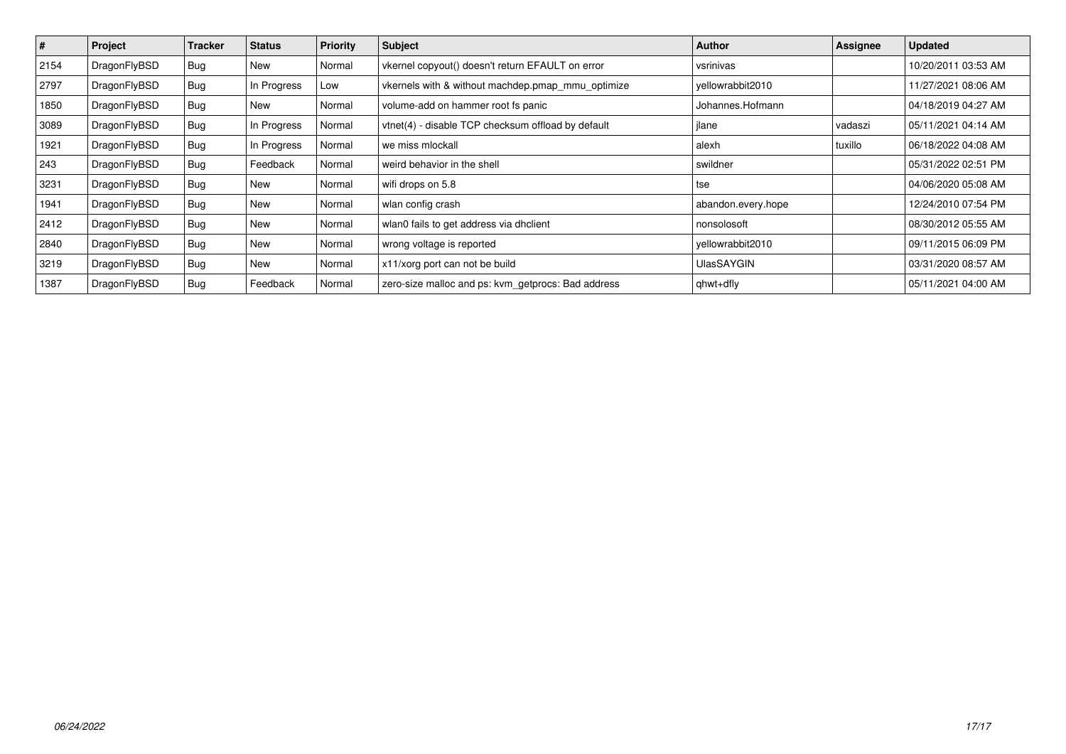| # | Project | Tracker | Status | Priority | Subject | Author | Assignee | Updated |
|---|---|---|---|---|---|---|---|---|
| 2154 | DragonFlyBSD | Bug | New | Normal | vkernel copyout() doesn't return EFAULT on error | vsrinivas | | 10/20/2011 03:53 AM |
| 2797 | DragonFlyBSD | Bug | In Progress | Low | vkernels with & without machdep.pmap_mmu_optimize | yellowrabbit2010 | | 11/27/2021 08:06 AM |
| 1850 | DragonFlyBSD | Bug | New | Normal | volume-add on hammer root fs panic | Johannes.Hofmann | | 04/18/2019 04:27 AM |
| 3089 | DragonFlyBSD | Bug | In Progress | Normal | vtnet(4) - disable TCP checksum offload by default | jlane | vadaszi | 05/11/2021 04:14 AM |
| 1921 | DragonFlyBSD | Bug | In Progress | Normal | we miss mlockall | alexh | tuxillo | 06/18/2022 04:08 AM |
| 243 | DragonFlyBSD | Bug | Feedback | Normal | weird behavior in the shell | swildner | | 05/31/2022 02:51 PM |
| 3231 | DragonFlyBSD | Bug | New | Normal | wifi drops on 5.8 | tse | | 04/06/2020 05:08 AM |
| 1941 | DragonFlyBSD | Bug | New | Normal | wlan config crash | abandon.every.hope | | 12/24/2010 07:54 PM |
| 2412 | DragonFlyBSD | Bug | New | Normal | wlan0 fails to get address via dhclient | nonsolosoft | | 08/30/2012 05:55 AM |
| 2840 | DragonFlyBSD | Bug | New | Normal | wrong voltage is reported | yellowrabbit2010 | | 09/11/2015 06:09 PM |
| 3219 | DragonFlyBSD | Bug | New | Normal | x11/xorg port can not be build | UlasSAYGIN | | 03/31/2020 08:57 AM |
| 1387 | DragonFlyBSD | Bug | Feedback | Normal | zero-size malloc and ps: kvm_getprocs: Bad address | qhwt+dfly | | 05/11/2021 04:00 AM |